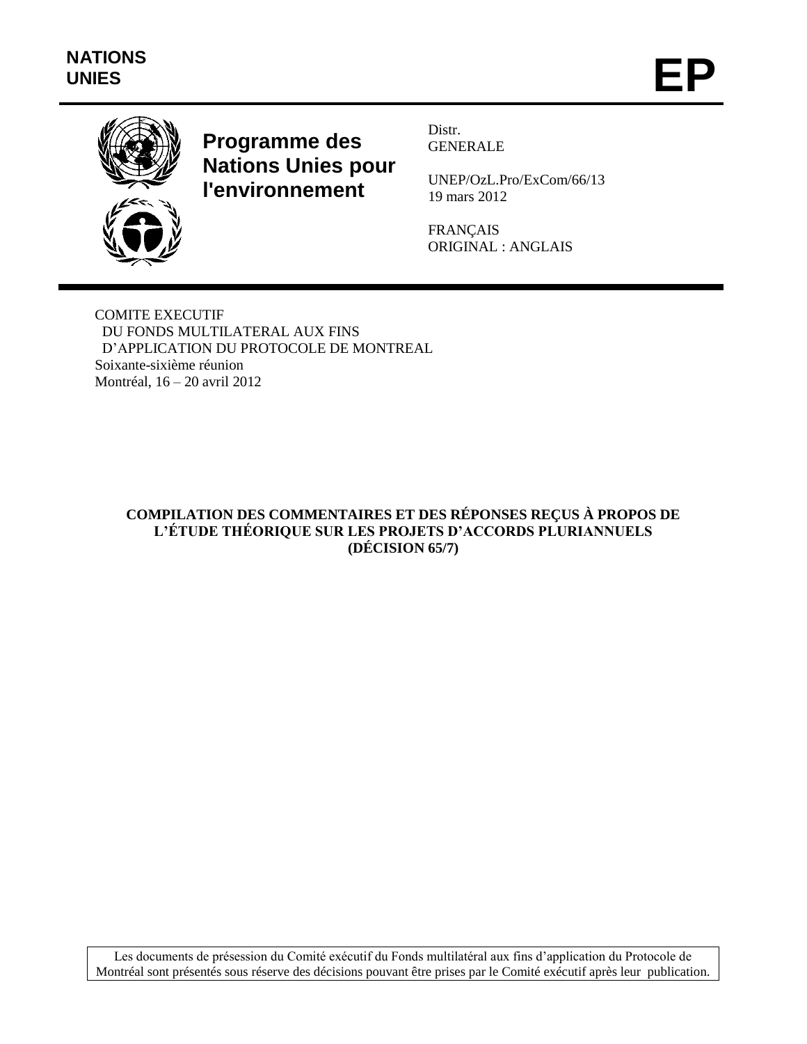NATIONS
UNIES

# EP

**Programme des Nations Unies pour l'environnement**

Distr.
GENERALE

UNEP/OzL.Pro/ExCom/66/13
19 mars 2012

FRANÇAIS
ORIGINAL : ANGLAIS

COMITE EXECUTIF
DU FONDS MULTILATERAL AUX FINS
D'APPLICATION DU PROTOCOLE DE MONTREAL
Soixante-sixième réunion
Montréal, 16 – 20 avril 2012

## COMPILATION DES COMMENTAIRES ET DES RÉPONSES REÇUS À PROPOS DE L'ÉTUDE THÉORIQUE SUR LES PROJETS D'ACCORDS PLURIANNUELS (DÉCISION 65/7)

Les documents de présession du Comité exécutif du Fonds multilatéral aux fins d'application du Protocole de Montréal sont présentés sous réserve des décisions pouvant être prises par le Comité exécutif après leur publication.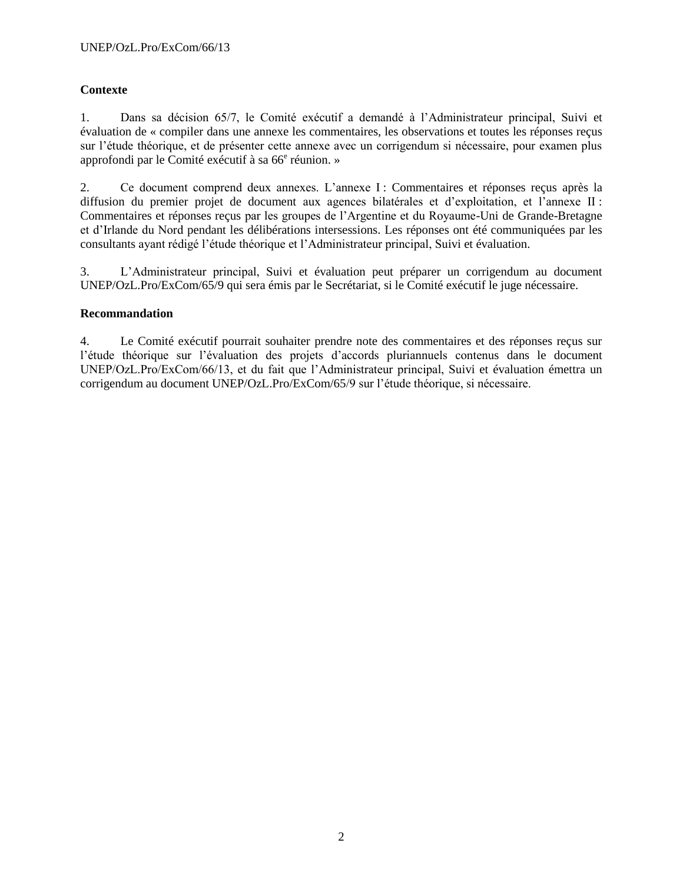**Contexte**

1. Dans sa décision 65/7, le Comité exécutif a demandé à l'Administrateur principal, Suivi et évaluation de « compiler dans une annexe les commentaires, les observations et toutes les réponses reçus sur l'étude théorique, et de présenter cette annexe avec un corrigendum si nécessaire, pour examen plus approfondi par le Comité exécutif à sa 66e réunion. »

2. Ce document comprend deux annexes. L'annexe I : Commentaires et réponses reçus après la diffusion du premier projet de document aux agences bilatérales et d'exploitation, et l'annexe II : Commentaires et réponses reçus par les groupes de l'Argentine et du Royaume-Uni de Grande-Bretagne et d'Irlande du Nord pendant les délibérations intersessions. Les réponses ont été communiquées par les consultants ayant rédigé l'étude théorique et l'Administrateur principal, Suivi et évaluation.

3. L'Administrateur principal, Suivi et évaluation peut préparer un corrigendum au document UNEP/OzL.Pro/ExCom/65/9 qui sera émis par le Secrétariat, si le Comité exécutif le juge nécessaire.

**Recommandation**

4. Le Comité exécutif pourrait souhaiter prendre note des commentaires et des réponses reçus sur l'étude théorique sur l'évaluation des projets d'accords pluriannuels contenus dans le document UNEP/OzL.Pro/ExCom/66/13, et du fait que l'Administrateur principal, Suivi et évaluation émettra un corrigendum au document UNEP/OzL.Pro/ExCom/65/9 sur l'étude théorique, si nécessaire.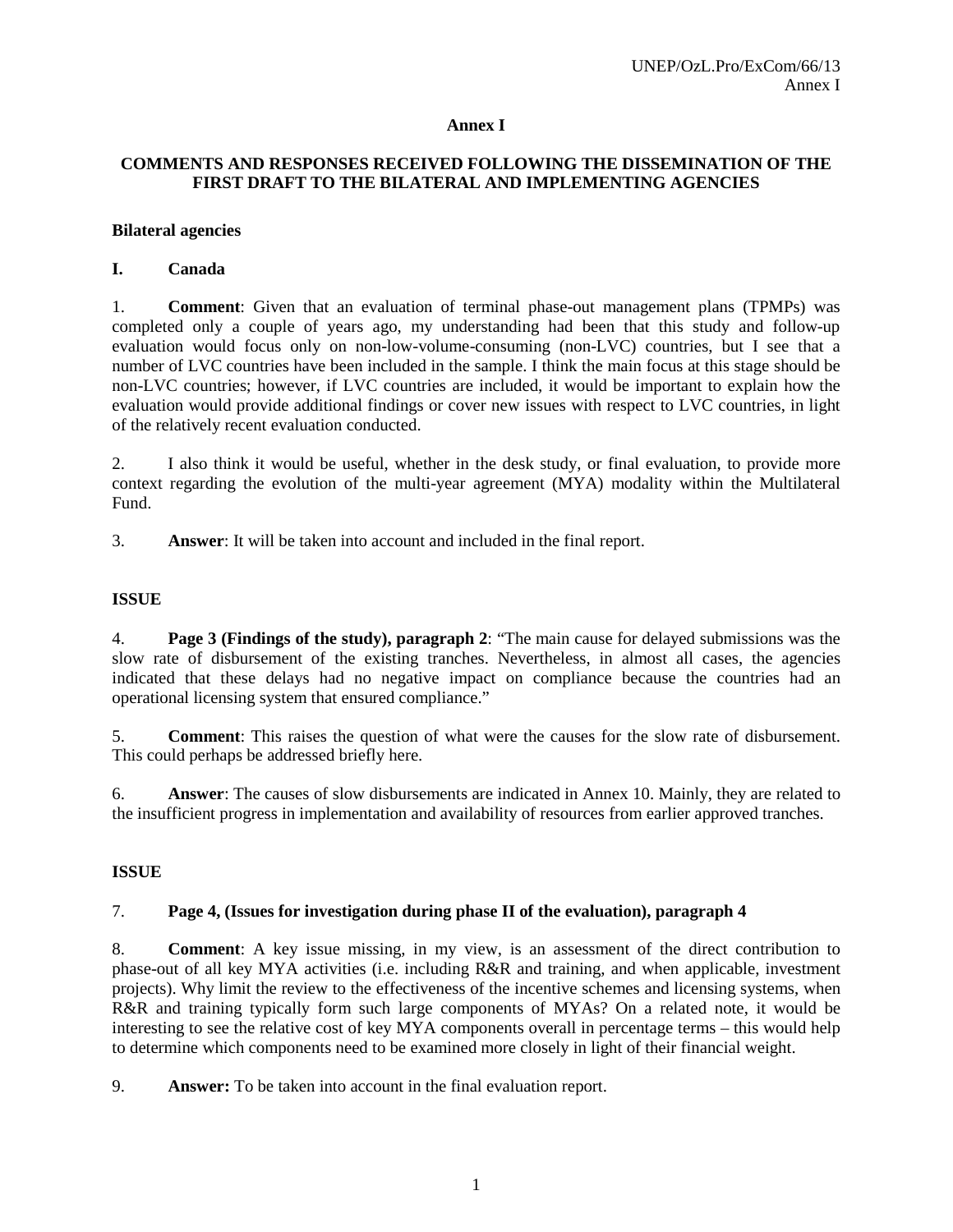## Annex I

### COMMENTS AND RESPONSES RECEIVED FOLLOWING THE DISSEMINATION OF THE FIRST DRAFT TO THE BILATERAL AND IMPLEMENTING AGENCIES

**Bilateral agencies**

**I. Canada**

1. **Comment**: Given that an evaluation of terminal phase-out management plans (TPMPs) was completed only a couple of years ago, my understanding had been that this study and follow-up evaluation would focus only on non-low-volume-consuming (non-LVC) countries, but I see that a number of LVC countries have been included in the sample. I think the main focus at this stage should be non-LVC countries; however, if LVC countries are included, it would be important to explain how the evaluation would provide additional findings or cover new issues with respect to LVC countries, in light of the relatively recent evaluation conducted.

2. I also think it would be useful, whether in the desk study, or final evaluation, to provide more context regarding the evolution of the multi-year agreement (MYA) modality within the Multilateral Fund.

3. **Answer**: It will be taken into account and included in the final report.

**ISSUE**

4. **Page 3 (Findings of the study), paragraph 2**: "The main cause for delayed submissions was the slow rate of disbursement of the existing tranches. Nevertheless, in almost all cases, the agencies indicated that these delays had no negative impact on compliance because the countries had an operational licensing system that ensured compliance."

5. **Comment**: This raises the question of what were the causes for the slow rate of disbursement. This could perhaps be addressed briefly here.

6. **Answer**: The causes of slow disbursements are indicated in Annex 10. Mainly, they are related to the insufficient progress in implementation and availability of resources from earlier approved tranches.

**ISSUE**

7. **Page 4, (Issues for investigation during phase II of the evaluation), paragraph 4**

8. **Comment**: A key issue missing, in my view, is an assessment of the direct contribution to phase-out of all key MYA activities (i.e. including R&R and training, and when applicable, investment projects). Why limit the review to the effectiveness of the incentive schemes and licensing systems, when R&R and training typically form such large components of MYAs? On a related note, it would be interesting to see the relative cost of key MYA components overall in percentage terms – this would help to determine which components need to be examined more closely in light of their financial weight.

9. **Answer:** To be taken into account in the final evaluation report.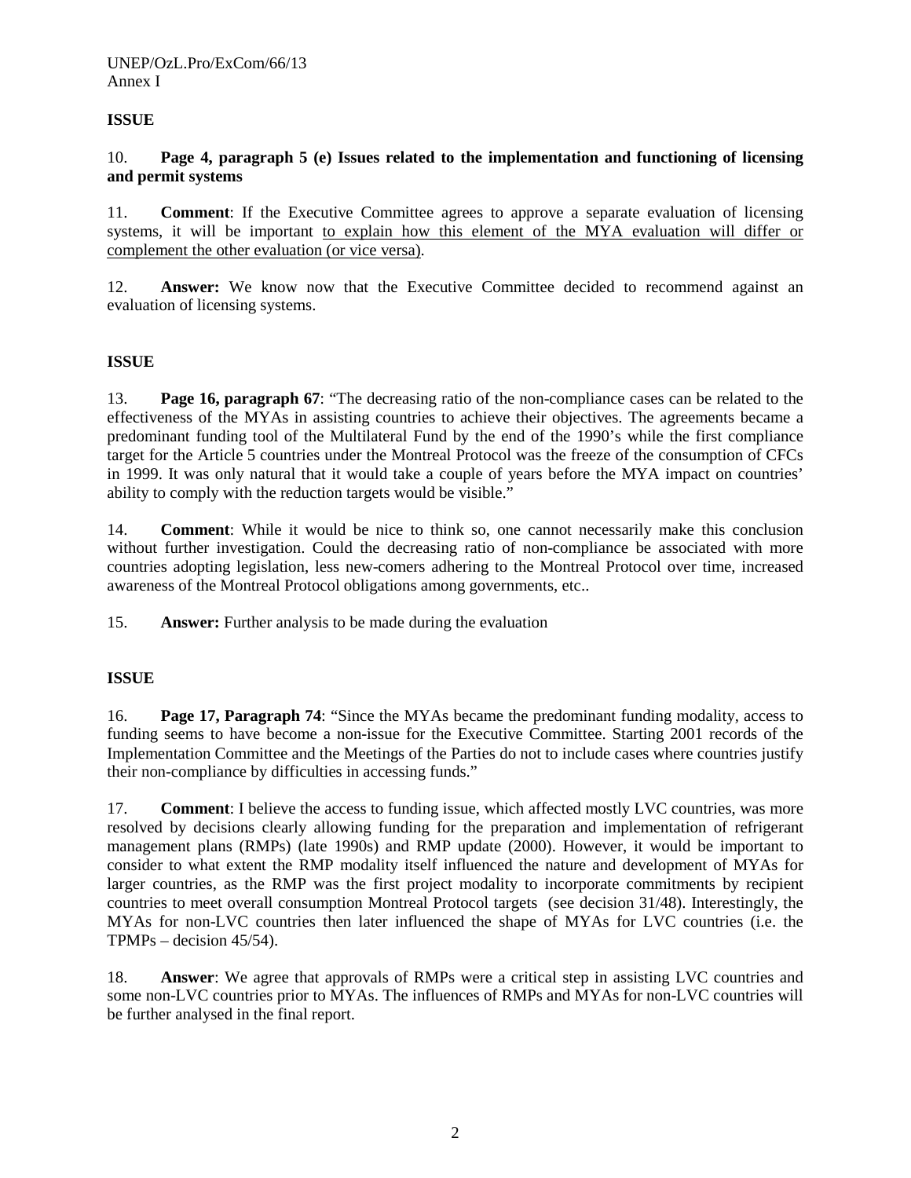**ISSUE**

10. **Page 4, paragraph 5 (e) Issues related to the implementation and functioning of licensing and permit systems**

11. **Comment**: If the Executive Committee agrees to approve a separate evaluation of licensing systems, it will be important to explain how this element of the MYA evaluation will differ or complement the other evaluation (or vice versa).

12. **Answer:** We know now that the Executive Committee decided to recommend against an evaluation of licensing systems.

**ISSUE**

13. **Page 16, paragraph 67**: "The decreasing ratio of the non-compliance cases can be related to the effectiveness of the MYAs in assisting countries to achieve their objectives. The agreements became a predominant funding tool of the Multilateral Fund by the end of the 1990's while the first compliance target for the Article 5 countries under the Montreal Protocol was the freeze of the consumption of CFCs in 1999. It was only natural that it would take a couple of years before the MYA impact on countries' ability to comply with the reduction targets would be visible."

14. **Comment**: While it would be nice to think so, one cannot necessarily make this conclusion without further investigation. Could the decreasing ratio of non-compliance be associated with more countries adopting legislation, less new-comers adhering to the Montreal Protocol over time, increased awareness of the Montreal Protocol obligations among governments, etc..

15. **Answer:** Further analysis to be made during the evaluation

**ISSUE**

16. **Page 17, Paragraph 74**: "Since the MYAs became the predominant funding modality, access to funding seems to have become a non-issue for the Executive Committee. Starting 2001 records of the Implementation Committee and the Meetings of the Parties do not to include cases where countries justify their non-compliance by difficulties in accessing funds."

17. **Comment**: I believe the access to funding issue, which affected mostly LVC countries, was more resolved by decisions clearly allowing funding for the preparation and implementation of refrigerant management plans (RMPs) (late 1990s) and RMP update (2000). However, it would be important to consider to what extent the RMP modality itself influenced the nature and development of MYAs for larger countries, as the RMP was the first project modality to incorporate commitments by recipient countries to meet overall consumption Montreal Protocol targets (see decision 31/48). Interestingly, the MYAs for non-LVC countries then later influenced the shape of MYAs for LVC countries (i.e. the TPMPs – decision 45/54).

18. **Answer**: We agree that approvals of RMPs were a critical step in assisting LVC countries and some non-LVC countries prior to MYAs. The influences of RMPs and MYAs for non-LVC countries will be further analysed in the final report.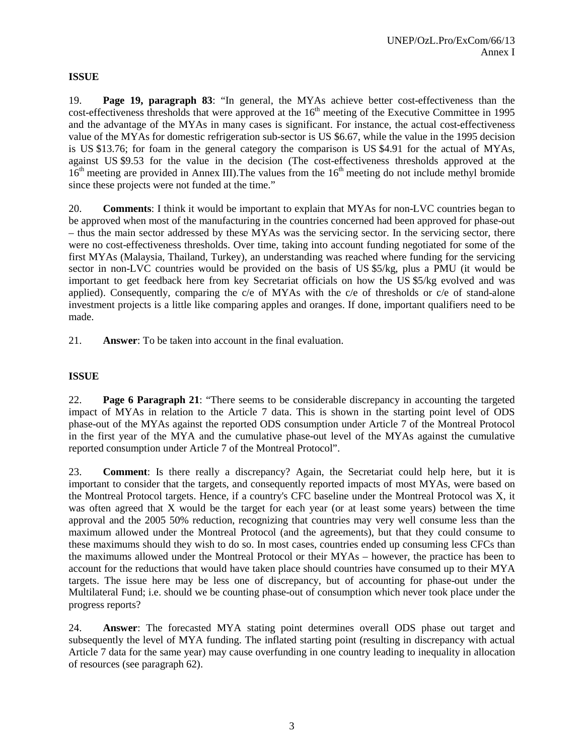**ISSUE**

19. **Page 19, paragraph 83**: "In general, the MYAs achieve better cost-effectiveness than the cost-effectiveness thresholds that were approved at the 16th meeting of the Executive Committee in 1995 and the advantage of the MYAs in many cases is significant. For instance, the actual cost-effectiveness value of the MYAs for domestic refrigeration sub-sector is US $6.67, while the value in the 1995 decision is US $13.76; for foam in the general category the comparison is US $4.91 for the actual of MYAs, against US $9.53 for the value in the decision (The cost-effectiveness thresholds approved at the 16th meeting are provided in Annex III).The values from the 16th meeting do not include methyl bromide since these projects were not funded at the time."

20. **Comments**: I think it would be important to explain that MYAs for non-LVC countries began to be approved when most of the manufacturing in the countries concerned had been approved for phase-out – thus the main sector addressed by these MYAs was the servicing sector. In the servicing sector, there were no cost-effectiveness thresholds. Over time, taking into account funding negotiated for some of the first MYAs (Malaysia, Thailand, Turkey), an understanding was reached where funding for the servicing sector in non-LVC countries would be provided on the basis of US $5/kg, plus a PMU (it would be important to get feedback here from key Secretariat officials on how the US $5/kg evolved and was applied). Consequently, comparing the c/e of MYAs with the c/e of thresholds or c/e of stand-alone investment projects is a little like comparing apples and oranges. If done, important qualifiers need to be made.

21. **Answer**: To be taken into account in the final evaluation.

**ISSUE**

22. **Page 6 Paragraph 21**: "There seems to be considerable discrepancy in accounting the targeted impact of MYAs in relation to the Article 7 data. This is shown in the starting point level of ODS phase-out of the MYAs against the reported ODS consumption under Article 7 of the Montreal Protocol in the first year of the MYA and the cumulative phase-out level of the MYAs against the cumulative reported consumption under Article 7 of the Montreal Protocol".

23. **Comment**: Is there really a discrepancy? Again, the Secretariat could help here, but it is important to consider that the targets, and consequently reported impacts of most MYAs, were based on the Montreal Protocol targets. Hence, if a country's CFC baseline under the Montreal Protocol was X, it was often agreed that X would be the target for each year (or at least some years) between the time approval and the 2005 50% reduction, recognizing that countries may very well consume less than the maximum allowed under the Montreal Protocol (and the agreements), but that they could consume to these maximums should they wish to do so. In most cases, countries ended up consuming less CFCs than the maximums allowed under the Montreal Protocol or their MYAs – however, the practice has been to account for the reductions that would have taken place should countries have consumed up to their MYA targets. The issue here may be less one of discrepancy, but of accounting for phase-out under the Multilateral Fund; i.e. should we be counting phase-out of consumption which never took place under the progress reports?

24. **Answer**: The forecasted MYA stating point determines overall ODS phase out target and subsequently the level of MYA funding. The inflated starting point (resulting in discrepancy with actual Article 7 data for the same year) may cause overfunding in one country leading to inequality in allocation of resources (see paragraph 62).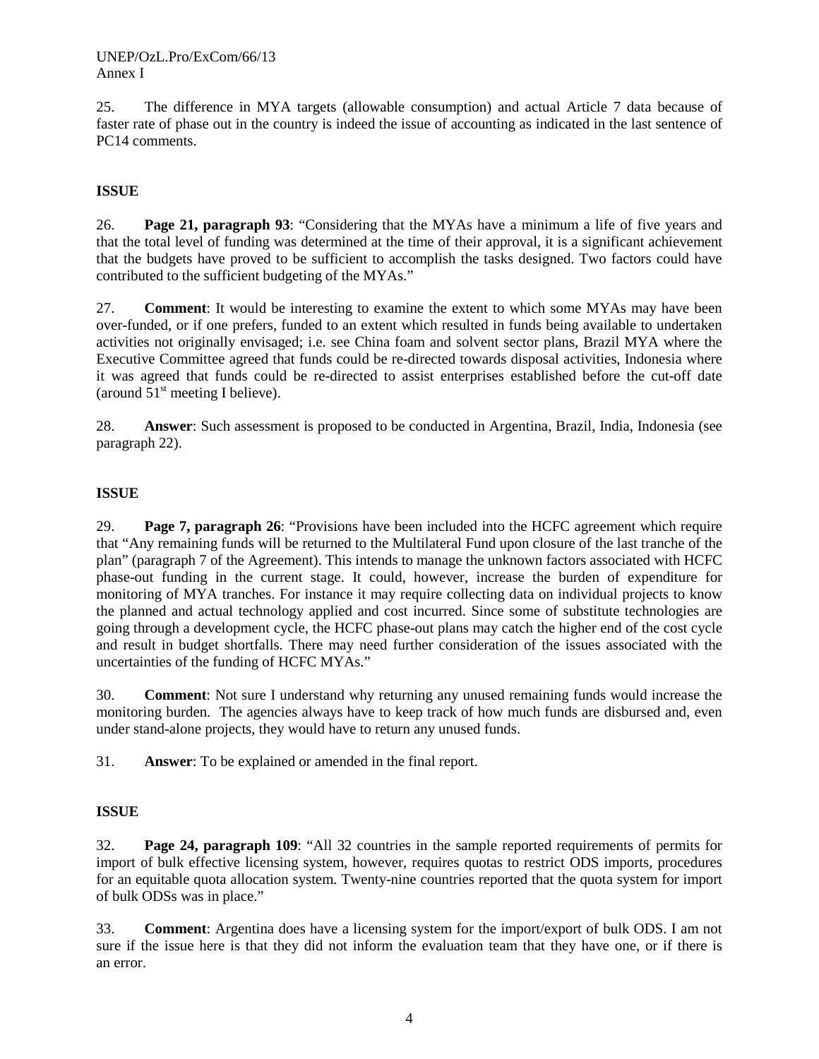25. The difference in MYA targets (allowable consumption) and actual Article 7 data because of faster rate of phase out in the country is indeed the issue of accounting as indicated in the last sentence of PC14 comments.

**ISSUE**

26. **Page 21, paragraph 93**: "Considering that the MYAs have a minimum a life of five years and that the total level of funding was determined at the time of their approval, it is a significant achievement that the budgets have proved to be sufficient to accomplish the tasks designed. Two factors could have contributed to the sufficient budgeting of the MYAs."

27. **Comment**: It would be interesting to examine the extent to which some MYAs may have been over-funded, or if one prefers, funded to an extent which resulted in funds being available to undertaken activities not originally envisaged; i.e. see China foam and solvent sector plans, Brazil MYA where the Executive Committee agreed that funds could be re-directed towards disposal activities, Indonesia where it was agreed that funds could be re-directed to assist enterprises established before the cut-off date (around 51st meeting I believe).

28. **Answer**: Such assessment is proposed to be conducted in Argentina, Brazil, India, Indonesia (see paragraph 22).

**ISSUE**

29. **Page 7, paragraph 26**: "Provisions have been included into the HCFC agreement which require that "Any remaining funds will be returned to the Multilateral Fund upon closure of the last tranche of the plan" (paragraph 7 of the Agreement). This intends to manage the unknown factors associated with HCFC phase-out funding in the current stage. It could, however, increase the burden of expenditure for monitoring of MYA tranches. For instance it may require collecting data on individual projects to know the planned and actual technology applied and cost incurred. Since some of substitute technologies are going through a development cycle, the HCFC phase-out plans may catch the higher end of the cost cycle and result in budget shortfalls. There may need further consideration of the issues associated with the uncertainties of the funding of HCFC MYAs."

30. **Comment**: Not sure I understand why returning any unused remaining funds would increase the monitoring burden. The agencies always have to keep track of how much funds are disbursed and, even under stand-alone projects, they would have to return any unused funds.

31. **Answer**: To be explained or amended in the final report.

**ISSUE**

32. **Page 24, paragraph 109**: "All 32 countries in the sample reported requirements of permits for import of bulk effective licensing system, however, requires quotas to restrict ODS imports, procedures for an equitable quota allocation system. Twenty-nine countries reported that the quota system for import of bulk ODSs was in place."

33. **Comment**: Argentina does have a licensing system for the import/export of bulk ODS. I am not sure if the issue here is that they did not inform the evaluation team that they have one, or if there is an error.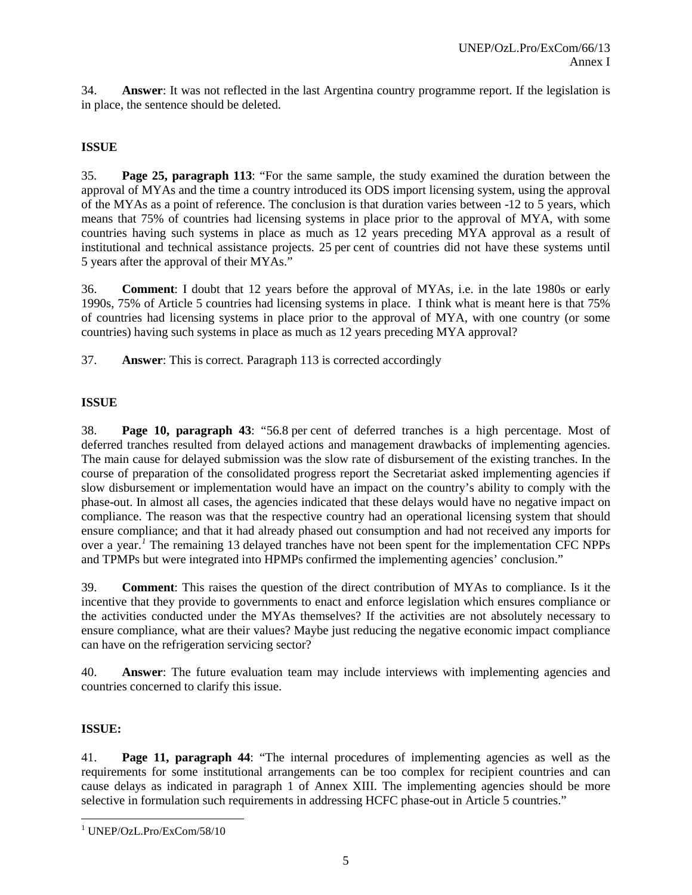34. **Answer**: It was not reflected in the last Argentina country programme report. If the legislation is in place, the sentence should be deleted.

**ISSUE**

35. **Page 25, paragraph 113**: "For the same sample, the study examined the duration between the approval of MYAs and the time a country introduced its ODS import licensing system, using the approval of the MYAs as a point of reference. The conclusion is that duration varies between -12 to 5 years, which means that 75% of countries had licensing systems in place prior to the approval of MYA, with some countries having such systems in place as much as 12 years preceding MYA approval as a result of institutional and technical assistance projects. 25 per cent of countries did not have these systems until 5 years after the approval of their MYAs."

36. **Comment**: I doubt that 12 years before the approval of MYAs, i.e. in the late 1980s or early 1990s, 75% of Article 5 countries had licensing systems in place. I think what is meant here is that 75% of countries had licensing systems in place prior to the approval of MYA, with one country (or some countries) having such systems in place as much as 12 years preceding MYA approval?

37. **Answer**: This is correct. Paragraph 113 is corrected accordingly

**ISSUE**

38. **Page 10, paragraph 43**: "56.8 per cent of deferred tranches is a high percentage. Most of deferred tranches resulted from delayed actions and management drawbacks of implementing agencies. The main cause for delayed submission was the slow rate of disbursement of the existing tranches. In the course of preparation of the consolidated progress report the Secretariat asked implementing agencies if slow disbursement or implementation would have an impact on the country's ability to comply with the phase-out. In almost all cases, the agencies indicated that these delays would have no negative impact on compliance. The reason was that the respective country had an operational licensing system that should ensure compliance; and that it had already phased out consumption and had not received any imports for over a year.[1] The remaining 13 delayed tranches have not been spent for the implementation CFC NPPs and TPMPs but were integrated into HPMPs confirmed the implementing agencies' conclusion."

39. **Comment**: This raises the question of the direct contribution of MYAs to compliance. Is it the incentive that they provide to governments to enact and enforce legislation which ensures compliance or the activities conducted under the MYAs themselves? If the activities are not absolutely necessary to ensure compliance, what are their values? Maybe just reducing the negative economic impact compliance can have on the refrigeration servicing sector?

40. **Answer**: The future evaluation team may include interviews with implementing agencies and countries concerned to clarify this issue.

**ISSUE:**

41. **Page 11, paragraph 44**: "The internal procedures of implementing agencies as well as the requirements for some institutional arrangements can be too complex for recipient countries and can cause delays as indicated in paragraph 1 of Annex XIII. The implementing agencies should be more selective in formulation such requirements in addressing HCFC phase-out in Article 5 countries."

[1] UNEP/OzL.Pro/ExCom/58/10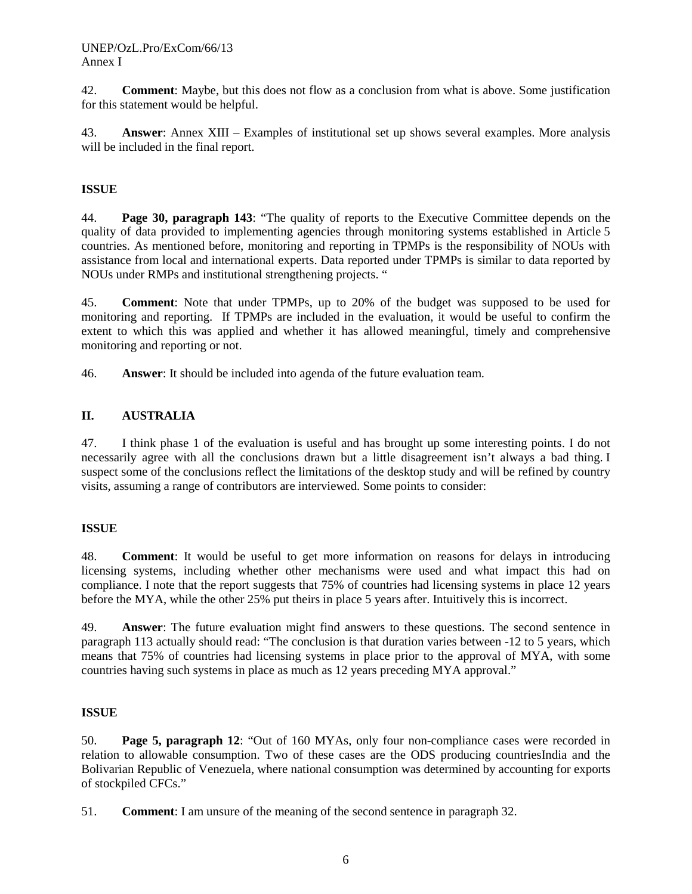42. **Comment**: Maybe, but this does not flow as a conclusion from what is above. Some justification for this statement would be helpful.

43. **Answer**: Annex XIII – Examples of institutional set up shows several examples. More analysis will be included in the final report.

**ISSUE**

44. **Page 30, paragraph 143**: "The quality of reports to the Executive Committee depends on the quality of data provided to implementing agencies through monitoring systems established in Article 5 countries. As mentioned before, monitoring and reporting in TPMPs is the responsibility of NOUs with assistance from local and international experts. Data reported under TPMPs is similar to data reported by NOUs under RMPs and institutional strengthening projects. "

45. **Comment**: Note that under TPMPs, up to 20% of the budget was supposed to be used for monitoring and reporting. If TPMPs are included in the evaluation, it would be useful to confirm the extent to which this was applied and whether it has allowed meaningful, timely and comprehensive monitoring and reporting or not.

46. **Answer**: It should be included into agenda of the future evaluation team.

## II. AUSTRALIA

47. I think phase 1 of the evaluation is useful and has brought up some interesting points. I do not necessarily agree with all the conclusions drawn but a little disagreement isn't always a bad thing. I suspect some of the conclusions reflect the limitations of the desktop study and will be refined by country visits, assuming a range of contributors are interviewed. Some points to consider:

**ISSUE**

48. **Comment**: It would be useful to get more information on reasons for delays in introducing licensing systems, including whether other mechanisms were used and what impact this had on compliance. I note that the report suggests that 75% of countries had licensing systems in place 12 years before the MYA, while the other 25% put theirs in place 5 years after. Intuitively this is incorrect.

49. **Answer**: The future evaluation might find answers to these questions. The second sentence in paragraph 113 actually should read: "The conclusion is that duration varies between -12 to 5 years, which means that 75% of countries had licensing systems in place prior to the approval of MYA, with some countries having such systems in place as much as 12 years preceding MYA approval."

**ISSUE**

50. **Page 5, paragraph 12**: "Out of 160 MYAs, only four non-compliance cases were recorded in relation to allowable consumption. Two of these cases are the ODS producing countriesIndia and the Bolivarian Republic of Venezuela, where national consumption was determined by accounting for exports of stockpiled CFCs."

51. **Comment**: I am unsure of the meaning of the second sentence in paragraph 32.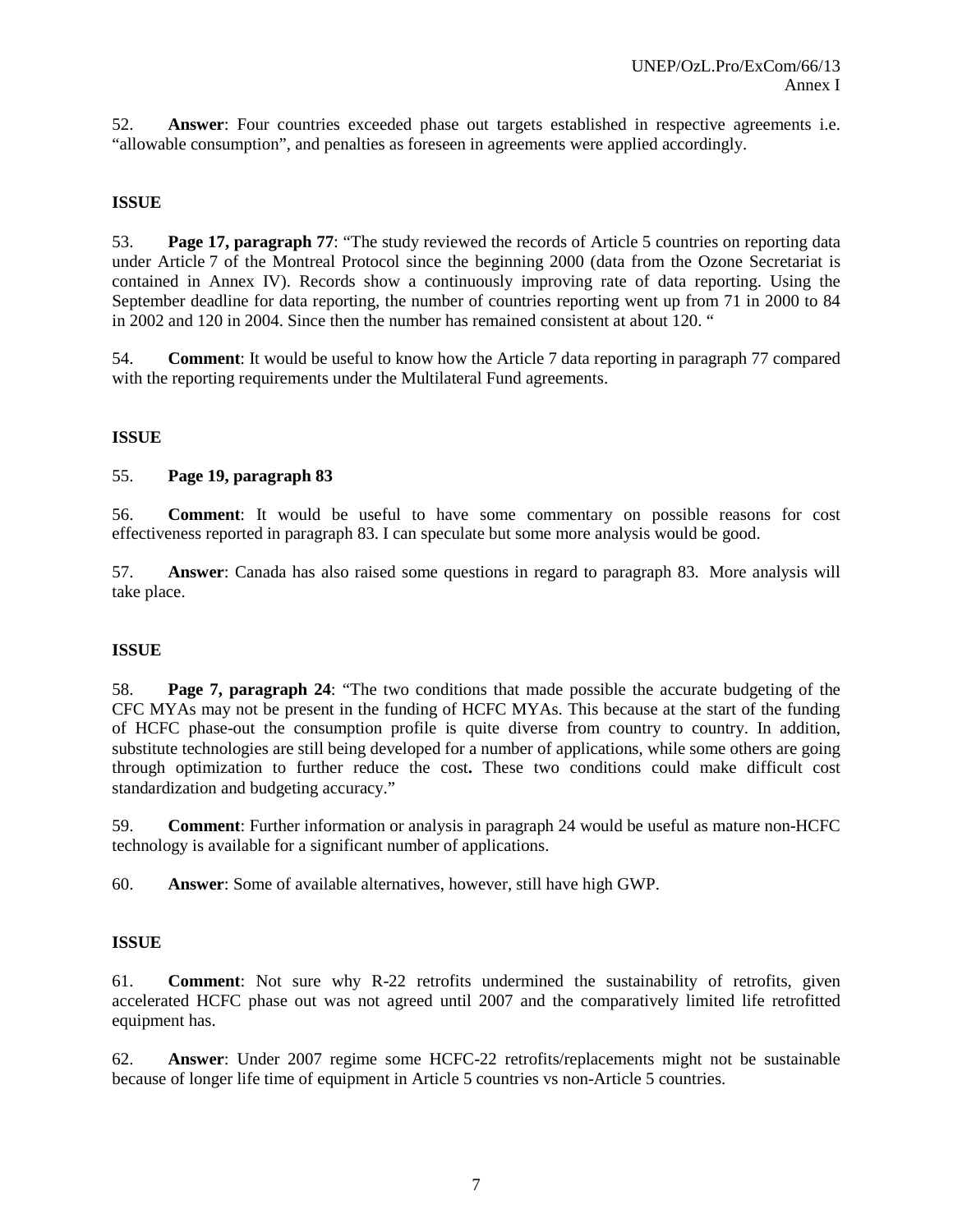52. **Answer**: Four countries exceeded phase out targets established in respective agreements i.e. "allowable consumption", and penalties as foreseen in agreements were applied accordingly.

**ISSUE**

53. **Page 17, paragraph 77**: "The study reviewed the records of Article 5 countries on reporting data under Article 7 of the Montreal Protocol since the beginning 2000 (data from the Ozone Secretariat is contained in Annex IV). Records show a continuously improving rate of data reporting. Using the September deadline for data reporting, the number of countries reporting went up from 71 in 2000 to 84 in 2002 and 120 in 2004. Since then the number has remained consistent at about 120. "

54. **Comment**: It would be useful to know how the Article 7 data reporting in paragraph 77 compared with the reporting requirements under the Multilateral Fund agreements.

**ISSUE**

55. **Page 19, paragraph 83**

56. **Comment**: It would be useful to have some commentary on possible reasons for cost effectiveness reported in paragraph 83. I can speculate but some more analysis would be good.

57. **Answer**: Canada has also raised some questions in regard to paragraph 83. More analysis will take place.

**ISSUE**

58. **Page 7, paragraph 24**: "The two conditions that made possible the accurate budgeting of the CFC MYAs may not be present in the funding of HCFC MYAs. This because at the start of the funding of HCFC phase-out the consumption profile is quite diverse from country to country. In addition, substitute technologies are still being developed for a number of applications, while some others are going through optimization to further reduce the cost**.** These two conditions could make difficult cost standardization and budgeting accuracy."

59. **Comment**: Further information or analysis in paragraph 24 would be useful as mature non-HCFC technology is available for a significant number of applications.

60. **Answer**: Some of available alternatives, however, still have high GWP.

**ISSUE**

61. **Comment**: Not sure why R-22 retrofits undermined the sustainability of retrofits, given accelerated HCFC phase out was not agreed until 2007 and the comparatively limited life retrofitted equipment has.

62. **Answer**: Under 2007 regime some HCFC-22 retrofits/replacements might not be sustainable because of longer life time of equipment in Article 5 countries vs non-Article 5 countries.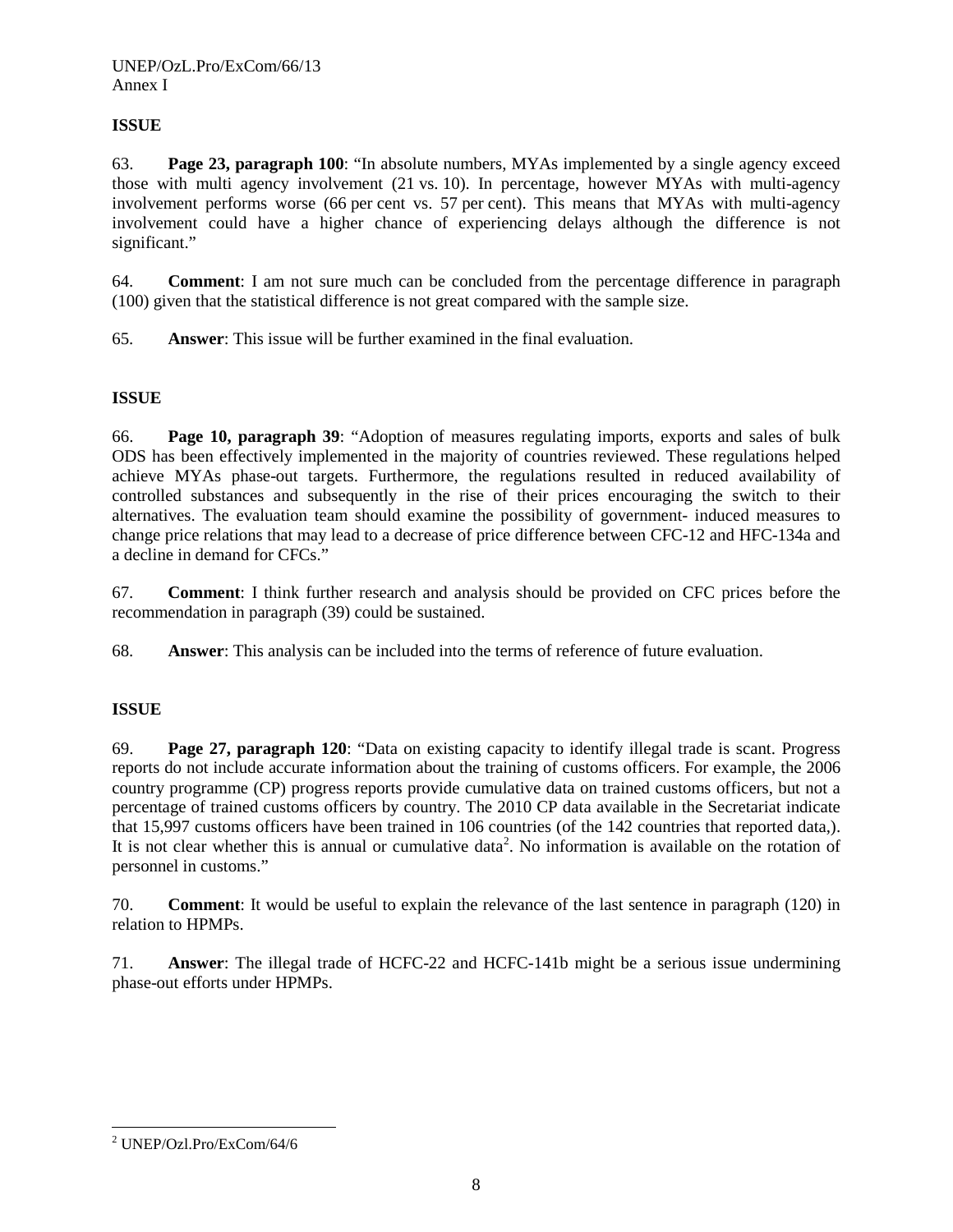**ISSUE**

63. **Page 23, paragraph 100**: "In absolute numbers, MYAs implemented by a single agency exceed those with multi agency involvement (21 vs. 10). In percentage, however MYAs with multi-agency involvement performs worse (66 per cent vs. 57 per cent). This means that MYAs with multi-agency involvement could have a higher chance of experiencing delays although the difference is not significant."

64. **Comment**: I am not sure much can be concluded from the percentage difference in paragraph (100) given that the statistical difference is not great compared with the sample size.

65. **Answer**: This issue will be further examined in the final evaluation.

**ISSUE**

66. **Page 10, paragraph 39**: "Adoption of measures regulating imports, exports and sales of bulk ODS has been effectively implemented in the majority of countries reviewed. These regulations helped achieve MYAs phase-out targets. Furthermore, the regulations resulted in reduced availability of controlled substances and subsequently in the rise of their prices encouraging the switch to their alternatives. The evaluation team should examine the possibility of government- induced measures to change price relations that may lead to a decrease of price difference between CFC-12 and HFC-134a and a decline in demand for CFCs."

67. **Comment**: I think further research and analysis should be provided on CFC prices before the recommendation in paragraph (39) could be sustained.

68. **Answer**: This analysis can be included into the terms of reference of future evaluation.

**ISSUE**

69. **Page 27, paragraph 120**: "Data on existing capacity to identify illegal trade is scant. Progress reports do not include accurate information about the training of customs officers. For example, the 2006 country programme (CP) progress reports provide cumulative data on trained customs officers, but not a percentage of trained customs officers by country. The 2010 CP data available in the Secretariat indicate that 15,997 customs officers have been trained in 106 countries (of the 142 countries that reported data,). It is not clear whether this is annual or cumulative data[2]. No information is available on the rotation of personnel in customs."

70. **Comment**: It would be useful to explain the relevance of the last sentence in paragraph (120) in relation to HPMPs.

71. **Answer**: The illegal trade of HCFC-22 and HCFC-141b might be a serious issue undermining phase-out efforts under HPMPs.

---

[2] UNEP/Ozl.Pro/ExCom/64/6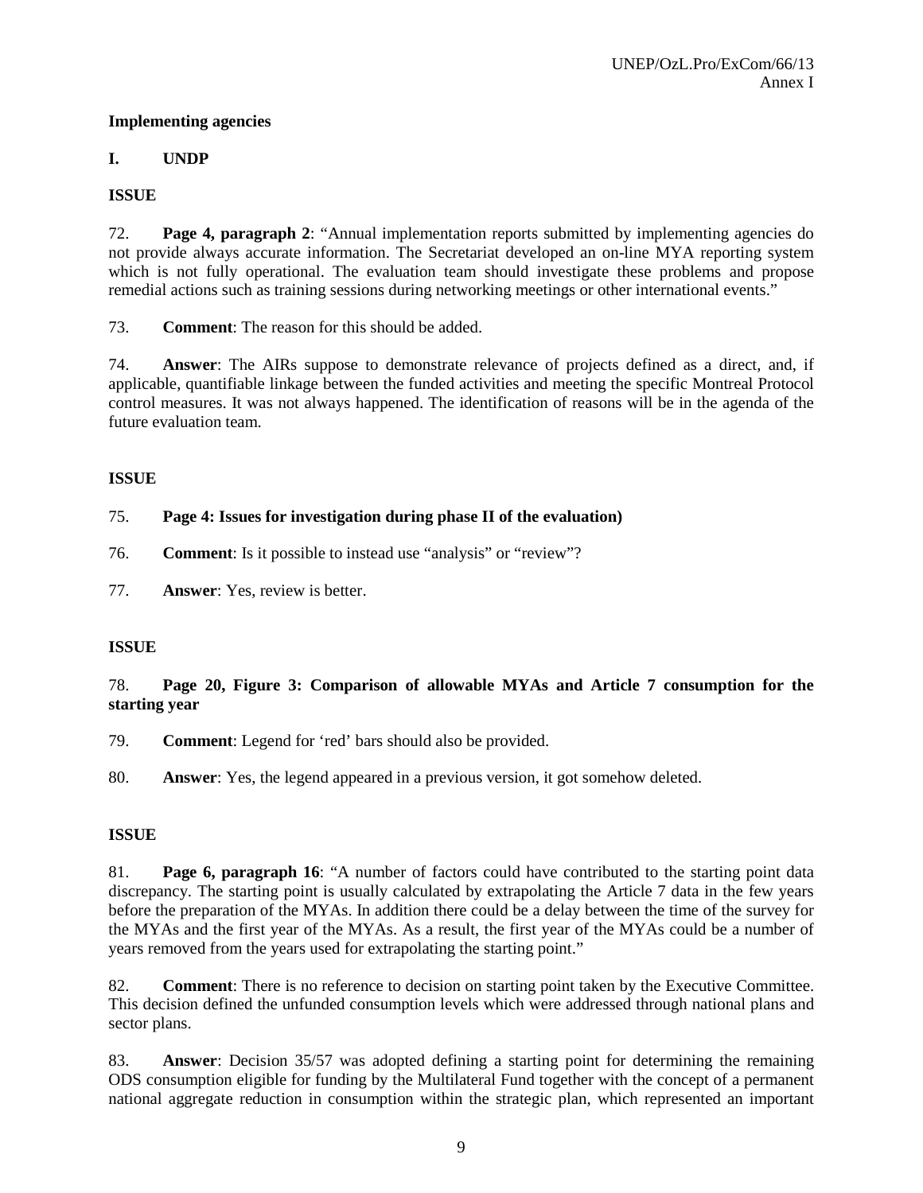**Implementing agencies**

## I. UNDP

**ISSUE**

72. **Page 4, paragraph 2**: "Annual implementation reports submitted by implementing agencies do not provide always accurate information. The Secretariat developed an on-line MYA reporting system which is not fully operational. The evaluation team should investigate these problems and propose remedial actions such as training sessions during networking meetings or other international events."

73. **Comment**: The reason for this should be added.

74. **Answer**: The AIRs suppose to demonstrate relevance of projects defined as a direct, and, if applicable, quantifiable linkage between the funded activities and meeting the specific Montreal Protocol control measures. It was not always happened. The identification of reasons will be in the agenda of the future evaluation team.

**ISSUE**

75. **Page 4: Issues for investigation during phase II of the evaluation)**

76. **Comment**: Is it possible to instead use "analysis" or "review"?

77. **Answer**: Yes, review is better.

**ISSUE**

78. **Page 20, Figure 3: Comparison of allowable MYAs and Article 7 consumption for the starting year**

79. **Comment**: Legend for 'red' bars should also be provided.

80. **Answer**: Yes, the legend appeared in a previous version, it got somehow deleted.

**ISSUE**

81. **Page 6, paragraph 16**: "A number of factors could have contributed to the starting point data discrepancy. The starting point is usually calculated by extrapolating the Article 7 data in the few years before the preparation of the MYAs. In addition there could be a delay between the time of the survey for the MYAs and the first year of the MYAs. As a result, the first year of the MYAs could be a number of years removed from the years used for extrapolating the starting point."

82. **Comment**: There is no reference to decision on starting point taken by the Executive Committee. This decision defined the unfunded consumption levels which were addressed through national plans and sector plans.

83. **Answer**: Decision 35/57 was adopted defining a starting point for determining the remaining ODS consumption eligible for funding by the Multilateral Fund together with the concept of a permanent national aggregate reduction in consumption within the strategic plan, which represented an important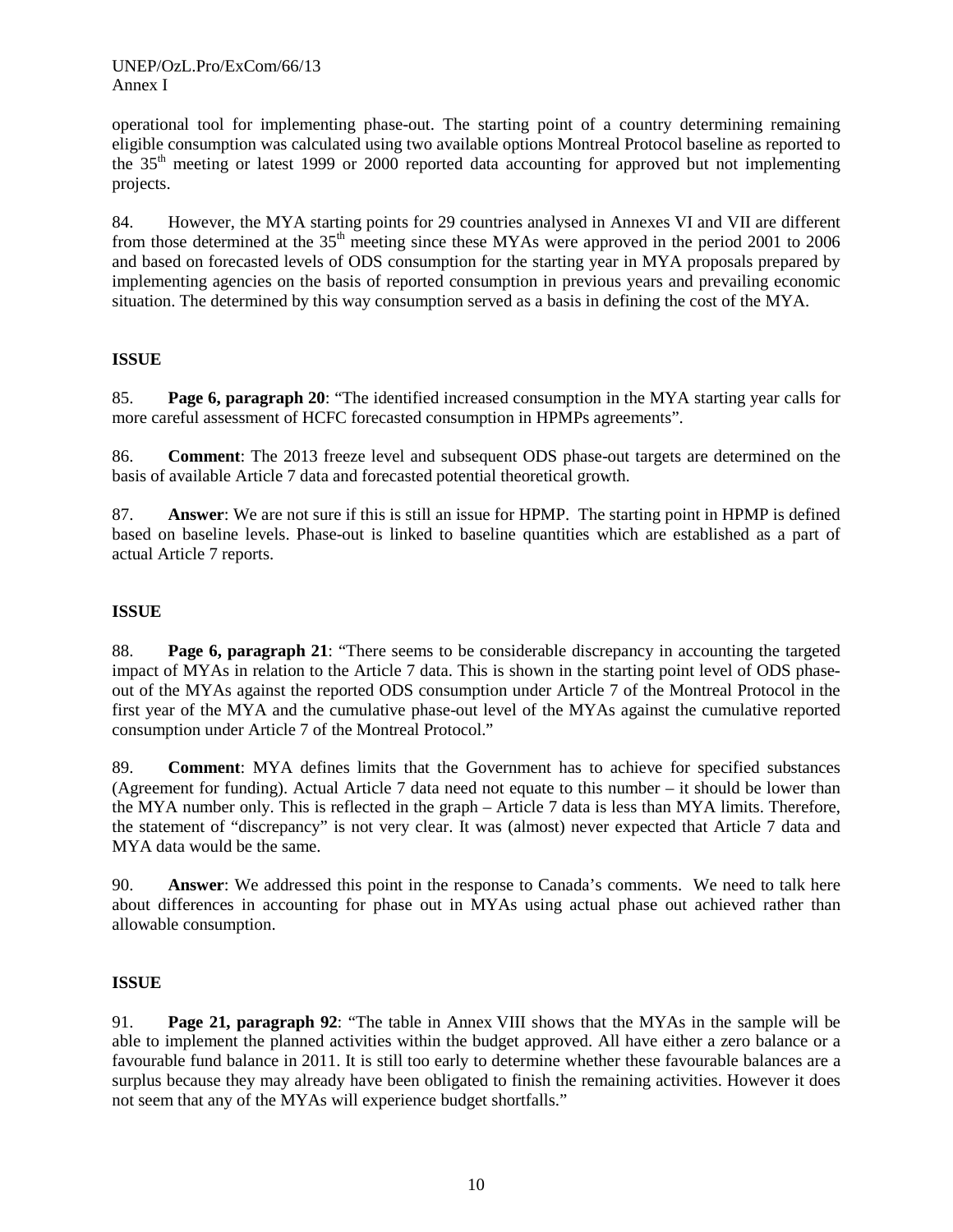operational tool for implementing phase-out. The starting point of a country determining remaining eligible consumption was calculated using two available options Montreal Protocol baseline as reported to the 35th meeting or latest 1999 or 2000 reported data accounting for approved but not implementing projects.

84. However, the MYA starting points for 29 countries analysed in Annexes VI and VII are different from those determined at the 35th meeting since these MYAs were approved in the period 2001 to 2006 and based on forecasted levels of ODS consumption for the starting year in MYA proposals prepared by implementing agencies on the basis of reported consumption in previous years and prevailing economic situation. The determined by this way consumption served as a basis in defining the cost of the MYA.

**ISSUE**

85. **Page 6, paragraph 20**: "The identified increased consumption in the MYA starting year calls for more careful assessment of HCFC forecasted consumption in HPMPs agreements".

86. **Comment**: The 2013 freeze level and subsequent ODS phase-out targets are determined on the basis of available Article 7 data and forecasted potential theoretical growth.

87. **Answer**: We are not sure if this is still an issue for HPMP. The starting point in HPMP is defined based on baseline levels. Phase-out is linked to baseline quantities which are established as a part of actual Article 7 reports.

**ISSUE**

88. **Page 6, paragraph 21**: "There seems to be considerable discrepancy in accounting the targeted impact of MYAs in relation to the Article 7 data. This is shown in the starting point level of ODS phase-out of the MYAs against the reported ODS consumption under Article 7 of the Montreal Protocol in the first year of the MYA and the cumulative phase-out level of the MYAs against the cumulative reported consumption under Article 7 of the Montreal Protocol."

89. **Comment**: MYA defines limits that the Government has to achieve for specified substances (Agreement for funding). Actual Article 7 data need not equate to this number – it should be lower than the MYA number only. This is reflected in the graph – Article 7 data is less than MYA limits. Therefore, the statement of "discrepancy" is not very clear. It was (almost) never expected that Article 7 data and MYA data would be the same.

90. **Answer**: We addressed this point in the response to Canada's comments. We need to talk here about differences in accounting for phase out in MYAs using actual phase out achieved rather than allowable consumption.

**ISSUE**

91. **Page 21, paragraph 92**: "The table in Annex VIII shows that the MYAs in the sample will be able to implement the planned activities within the budget approved. All have either a zero balance or a favourable fund balance in 2011. It is still too early to determine whether these favourable balances are a surplus because they may already have been obligated to finish the remaining activities. However it does not seem that any of the MYAs will experience budget shortfalls."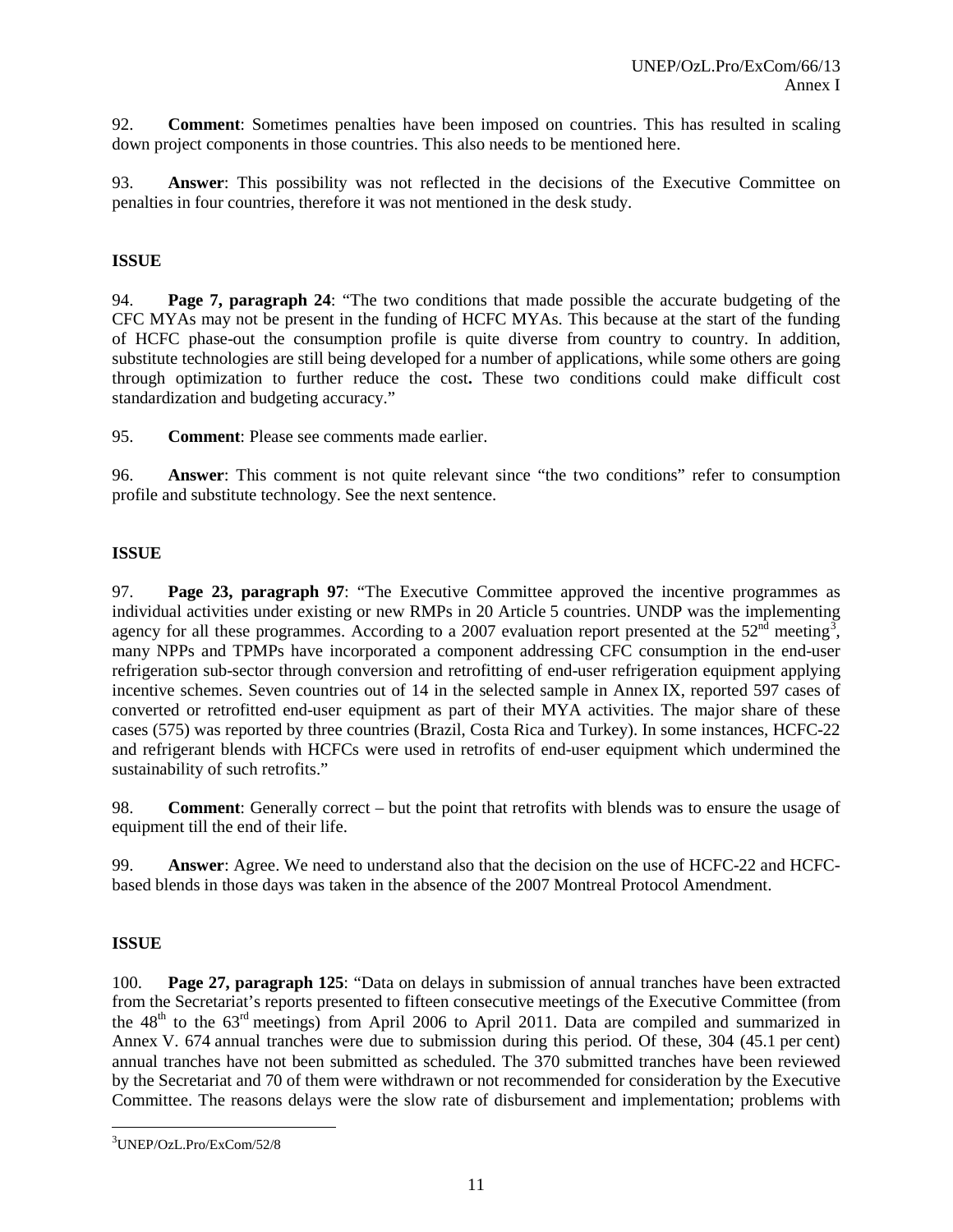92. **Comment**: Sometimes penalties have been imposed on countries. This has resulted in scaling down project components in those countries. This also needs to be mentioned here.

93. **Answer**: This possibility was not reflected in the decisions of the Executive Committee on penalties in four countries, therefore it was not mentioned in the desk study.

**ISSUE**

94. **Page 7, paragraph 24**: "The two conditions that made possible the accurate budgeting of the CFC MYAs may not be present in the funding of HCFC MYAs. This because at the start of the funding of HCFC phase-out the consumption profile is quite diverse from country to country. In addition, substitute technologies are still being developed for a number of applications, while some others are going through optimization to further reduce the cost**.** These two conditions could make difficult cost standardization and budgeting accuracy."

95. **Comment**: Please see comments made earlier.

96. **Answer**: This comment is not quite relevant since "the two conditions" refer to consumption profile and substitute technology. See the next sentence.

**ISSUE**

97. **Page 23, paragraph 97**: "The Executive Committee approved the incentive programmes as individual activities under existing or new RMPs in 20 Article 5 countries. UNDP was the implementing agency for all these programmes. According to a 2007 evaluation report presented at the 52nd meeting[3], many NPPs and TPMPs have incorporated a component addressing CFC consumption in the end-user refrigeration sub-sector through conversion and retrofitting of end-user refrigeration equipment applying incentive schemes. Seven countries out of 14 in the selected sample in Annex IX, reported 597 cases of converted or retrofitted end-user equipment as part of their MYA activities. The major share of these cases (575) was reported by three countries (Brazil, Costa Rica and Turkey). In some instances, HCFC-22 and refrigerant blends with HCFCs were used in retrofits of end-user equipment which undermined the sustainability of such retrofits."

98. **Comment**: Generally correct – but the point that retrofits with blends was to ensure the usage of equipment till the end of their life.

99. **Answer**: Agree. We need to understand also that the decision on the use of HCFC-22 and HCFC-based blends in those days was taken in the absence of the 2007 Montreal Protocol Amendment.

**ISSUE**

100. **Page 27, paragraph 125**: "Data on delays in submission of annual tranches have been extracted from the Secretariat's reports presented to fifteen consecutive meetings of the Executive Committee (from the 48th to the 63rd meetings) from April 2006 to April 2011. Data are compiled and summarized in Annex V. 674 annual tranches were due to submission during this period. Of these, 304 (45.1 per cent) annual tranches have not been submitted as scheduled. The 370 submitted tranches have been reviewed by the Secretariat and 70 of them were withdrawn or not recommended for consideration by the Executive Committee. The reasons delays were the slow rate of disbursement and implementation; problems with

---

[3] UNEP/OzL.Pro/ExCom/52/8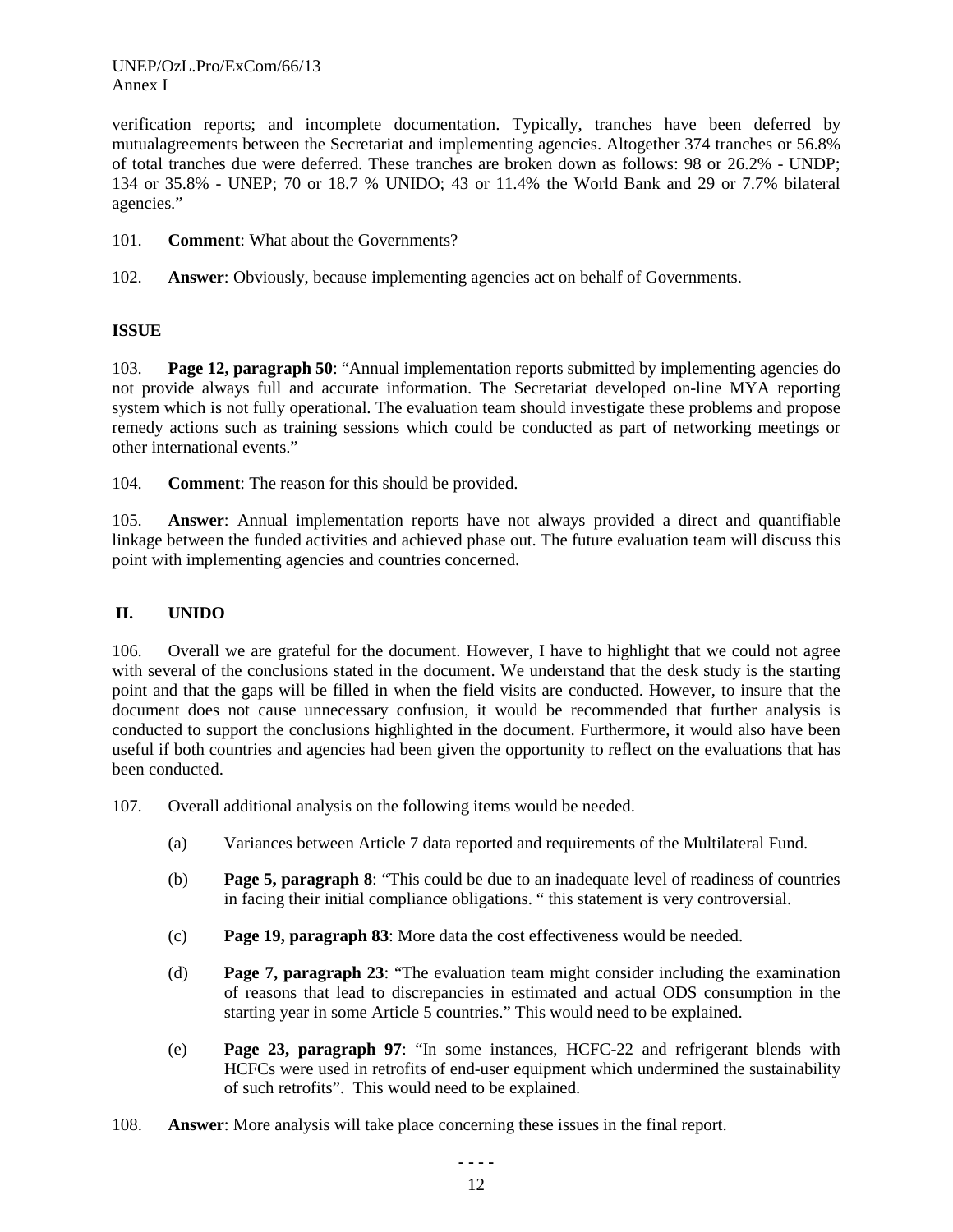verification reports; and incomplete documentation. Typically, tranches have been deferred by mutualagreements between the Secretariat and implementing agencies. Altogether 374 tranches or 56.8% of total tranches due were deferred. These tranches are broken down as follows: 98 or 26.2% - UNDP; 134 or 35.8% - UNEP; 70 or 18.7 % UNIDO; 43 or 11.4% the World Bank and 29 or 7.7% bilateral agencies."

101. **Comment**: What about the Governments?

102. **Answer**: Obviously, because implementing agencies act on behalf of Governments.

**ISSUE**

103. **Page 12, paragraph 50**: "Annual implementation reports submitted by implementing agencies do not provide always full and accurate information. The Secretariat developed on-line MYA reporting system which is not fully operational. The evaluation team should investigate these problems and propose remedy actions such as training sessions which could be conducted as part of networking meetings or other international events."

104. **Comment**: The reason for this should be provided.

105. **Answer**: Annual implementation reports have not always provided a direct and quantifiable linkage between the funded activities and achieved phase out. The future evaluation team will discuss this point with implementing agencies and countries concerned.

## II. UNIDO

106. Overall we are grateful for the document. However, I have to highlight that we could not agree with several of the conclusions stated in the document. We understand that the desk study is the starting point and that the gaps will be filled in when the field visits are conducted. However, to insure that the document does not cause unnecessary confusion, it would be recommended that further analysis is conducted to support the conclusions highlighted in the document. Furthermore, it would also have been useful if both countries and agencies had been given the opportunity to reflect on the evaluations that has been conducted.

107. Overall additional analysis on the following items would be needed.

(a) Variances between Article 7 data reported and requirements of the Multilateral Fund.

(b) **Page 5, paragraph 8**: "This could be due to an inadequate level of readiness of countries in facing their initial compliance obligations. " this statement is very controversial.

(c) **Page 19, paragraph 83**: More data the cost effectiveness would be needed.

(d) **Page 7, paragraph 23**: "The evaluation team might consider including the examination of reasons that lead to discrepancies in estimated and actual ODS consumption in the starting year in some Article 5 countries." This would need to be explained.

(e) **Page 23, paragraph 97**: "In some instances, HCFC-22 and refrigerant blends with HCFCs were used in retrofits of end-user equipment which undermined the sustainability of such retrofits". This would need to be explained.

108. **Answer**: More analysis will take place concerning these issues in the final report.

- - - -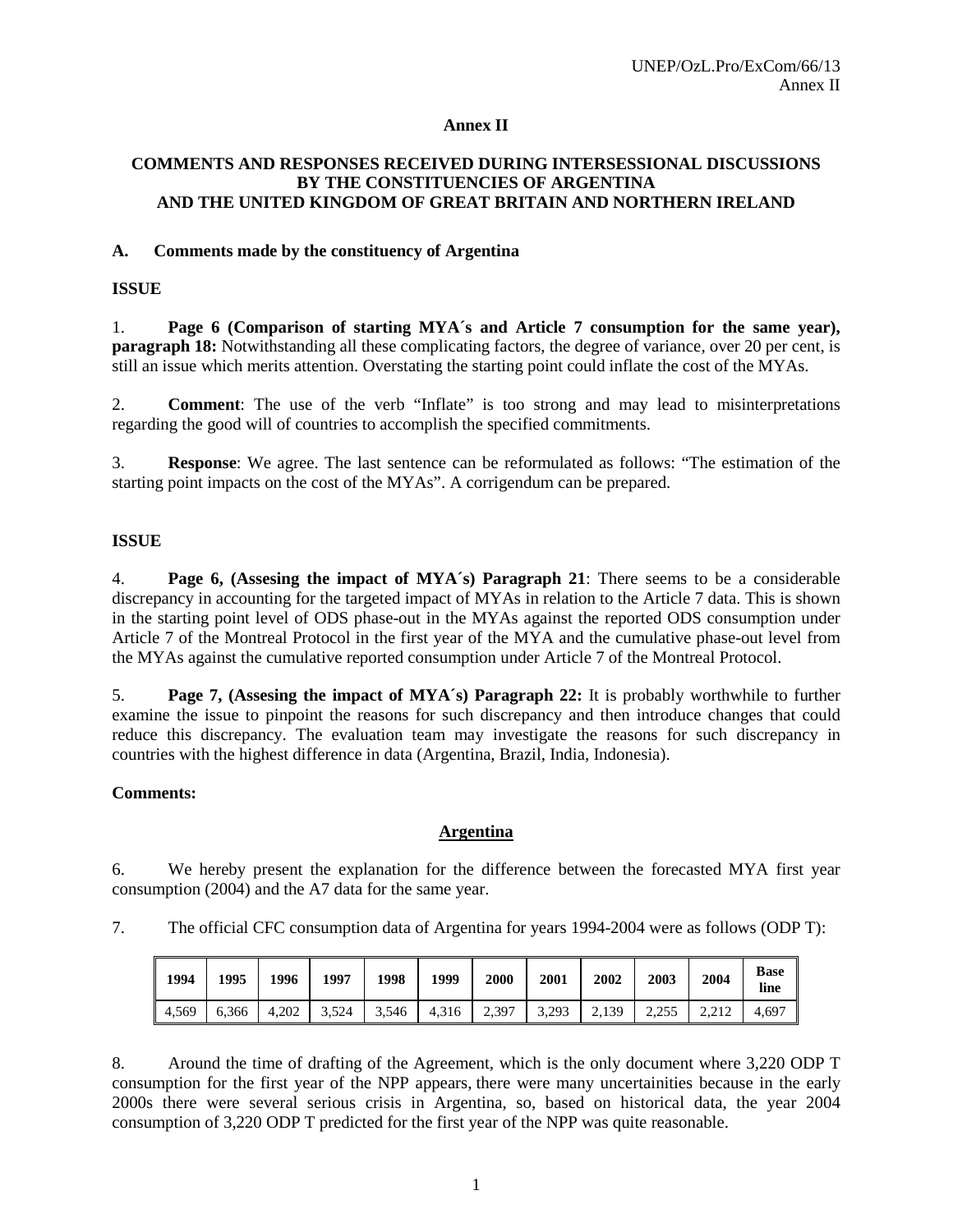# Annex II

## COMMENTS AND RESPONSES RECEIVED DURING INTERSESSIONAL DISCUSSIONS BY THE CONSTITUENCIES OF ARGENTINA AND THE UNITED KINGDOM OF GREAT BRITAIN AND NORTHERN IRELAND

### A. Comments made by the constituency of Argentina

**ISSUE**

1. **Page 6 (Comparison of starting MYA´s and Article 7 consumption for the same year), paragraph 18:** Notwithstanding all these complicating factors, the degree of variance, over 20 per cent, is still an issue which merits attention. Overstating the starting point could inflate the cost of the MYAs.

2. **Comment**: The use of the verb "Inflate" is too strong and may lead to misinterpretations regarding the good will of countries to accomplish the specified commitments.

3. **Response**: We agree. The last sentence can be reformulated as follows: "The estimation of the starting point impacts on the cost of the MYAs". A corrigendum can be prepared.

**ISSUE**

4. **Page 6, (Assesing the impact of MYA´s) Paragraph 21**: There seems to be a considerable discrepancy in accounting for the targeted impact of MYAs in relation to the Article 7 data. This is shown in the starting point level of ODS phase-out in the MYAs against the reported ODS consumption under Article 7 of the Montreal Protocol in the first year of the MYA and the cumulative phase-out level from the MYAs against the cumulative reported consumption under Article 7 of the Montreal Protocol.

5. **Page 7, (Assesing the impact of MYA´s) Paragraph 22:** It is probably worthwhile to further examine the issue to pinpoint the reasons for such discrepancy and then introduce changes that could reduce this discrepancy. The evaluation team may investigate the reasons for such discrepancy in countries with the highest difference in data (Argentina, Brazil, India, Indonesia).

**Comments:**

**Argentina**

6. We hereby present the explanation for the difference between the forecasted MYA first year consumption (2004) and the A7 data for the same year.

7. The official CFC consumption data of Argentina for years 1994-2004 were as follows (ODP T):

| 1994 | 1995 | 1996 | 1997 | 1998 | 1999 | 2000 | 2001 | 2002 | 2003 | 2004 | Base line |
|---|---|---|---|---|---|---|---|---|---|---|---|
| 4,569 | 6,366 | 4,202 | 3,524 | 3,546 | 4,316 | 2,397 | 3,293 | 2,139 | 2,255 | 2,212 | 4,697 |

8. Around the time of drafting of the Agreement, which is the only document where 3,220 ODP T consumption for the first year of the NPP appears, there were many uncertainities because in the early 2000s there were several serious crisis in Argentina, so, based on historical data, the year 2004 consumption of 3,220 ODP T predicted for the first year of the NPP was quite reasonable.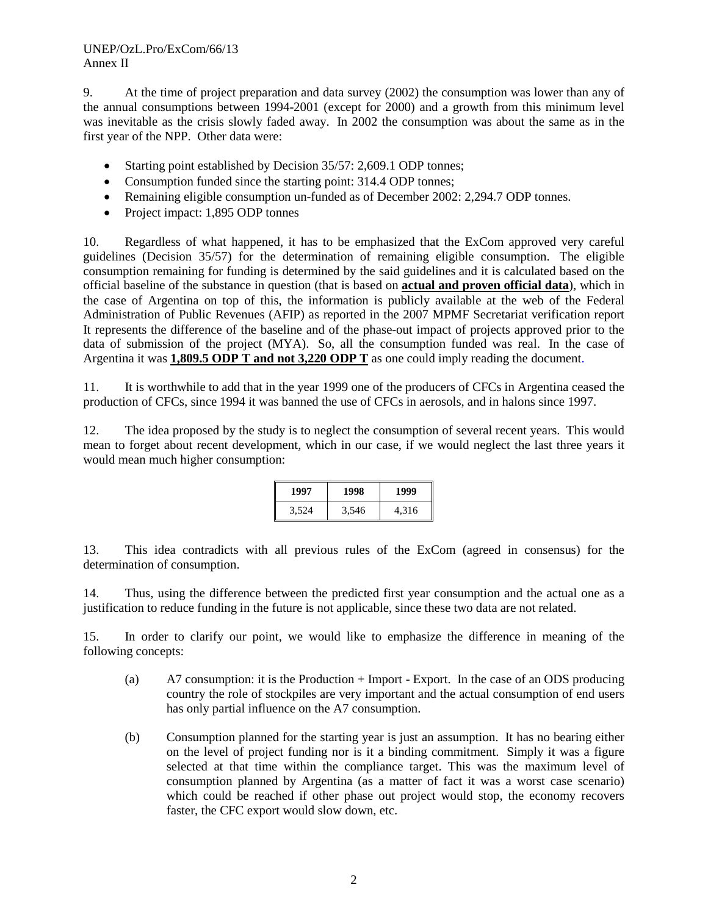9. At the time of project preparation and data survey (2002) the consumption was lower than any of the annual consumptions between 1994-2001 (except for 2000) and a growth from this minimum level was inevitable as the crisis slowly faded away. In 2002 the consumption was about the same as in the first year of the NPP. Other data were:

- Starting point established by Decision 35/57: 2,609.1 ODP tonnes;
- Consumption funded since the starting point: 314.4 ODP tonnes;
- Remaining eligible consumption un-funded as of December 2002: 2,294.7 ODP tonnes.
- Project impact: 1,895 ODP tonnes

10. Regardless of what happened, it has to be emphasized that the ExCom approved very careful guidelines (Decision 35/57) for the determination of remaining eligible consumption. The eligible consumption remaining for funding is determined by the said guidelines and it is calculated based on the official baseline of the substance in question (that is based on **actual and proven official data**), which in the case of Argentina on top of this, the information is publicly available at the web of the Federal Administration of Public Revenues (AFIP) as reported in the 2007 MPMF Secretariat verification report It represents the difference of the baseline and of the phase-out impact of projects approved prior to the data of submission of the project (MYA). So, all the consumption funded was real. In the case of Argentina it was **1,809.5 ODP T and not 3,220 ODP T** as one could imply reading the document.

11. It is worthwhile to add that in the year 1999 one of the producers of CFCs in Argentina ceased the production of CFCs, since 1994 it was banned the use of CFCs in aerosols, and in halons since 1997.

12. The idea proposed by the study is to neglect the consumption of several recent years. This would mean to forget about recent development, which in our case, if we would neglect the last three years it would mean much higher consumption:

| 1997 | 1998 | 1999 |
|---|---|---|
| 3,524 | 3,546 | 4,316 |

13. This idea contradicts with all previous rules of the ExCom (agreed in consensus) for the determination of consumption.

14. Thus, using the difference between the predicted first year consumption and the actual one as a justification to reduce funding in the future is not applicable, since these two data are not related.

15. In order to clarify our point, we would like to emphasize the difference in meaning of the following concepts:

(a) A7 consumption: it is the Production + Import - Export. In the case of an ODS producing country the role of stockpiles are very important and the actual consumption of end users has only partial influence on the A7 consumption.

(b) Consumption planned for the starting year is just an assumption. It has no bearing either on the level of project funding nor is it a binding commitment. Simply it was a figure selected at that time within the compliance target. This was the maximum level of consumption planned by Argentina (as a matter of fact it was a worst case scenario) which could be reached if other phase out project would stop, the economy recovers faster, the CFC export would slow down, etc.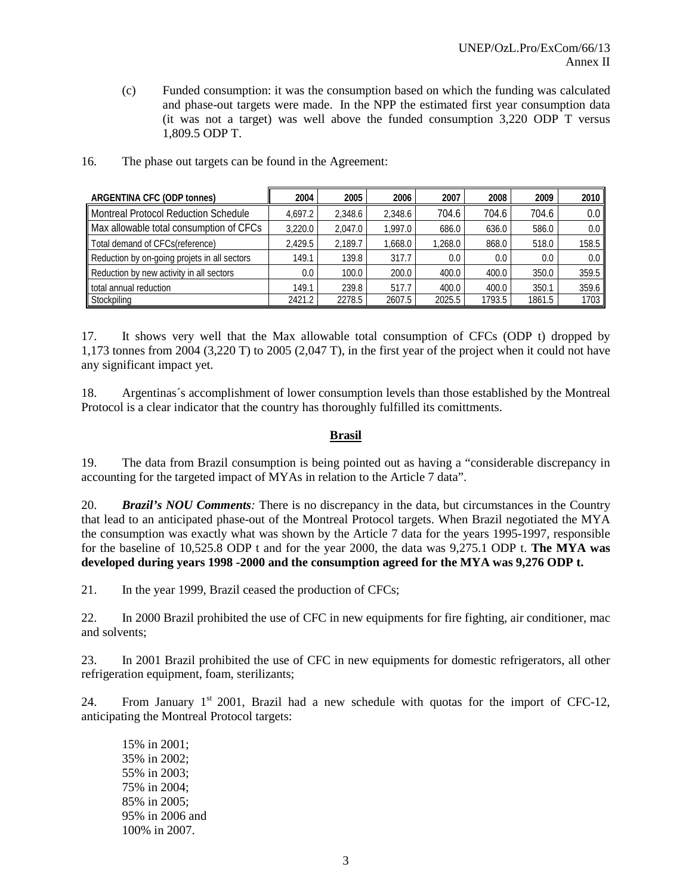(c) Funded consumption: it was the consumption based on which the funding was calculated and phase-out targets were made. In the NPP the estimated first year consumption data (it was not a target) was well above the funded consumption 3,220 ODP T versus 1,809.5 ODP T.

16. The phase out targets can be found in the Agreement:

| ARGENTINA CFC (ODP tonnes) | 2004 | 2005 | 2006 | 2007 | 2008 | 2009 | 2010 |
|---|---|---|---|---|---|---|---|
| Montreal Protocol Reduction Schedule | 4,697.2 | 2,348.6 | 2,348.6 | 704.6 | 704.6 | 704.6 | 0.0 |
| Max allowable total consumption of CFCs | 3,220.0 | 2,047.0 | 1,997.0 | 686.0 | 636.0 | 586.0 | 0.0 |
| Total demand of CFCs(reference) | 2,429.5 | 2,189.7 | 1,668.0 | 1,268.0 | 868.0 | 518.0 | 158.5 |
| Reduction by on-going projets in all sectors | 149.1 | 139.8 | 317.7 | 0.0 | 0.0 | 0.0 | 0.0 |
| Reduction by new activity in all sectors | 0.0 | 100.0 | 200.0 | 400.0 | 400.0 | 350.0 | 359.5 |
| total annual reduction | 149.1 | 239.8 | 517.7 | 400.0 | 400.0 | 350.1 | 359.6 |
| Stockpiling | 2421.2 | 2278.5 | 2607.5 | 2025.5 | 1793.5 | 1861.5 | 1703 |

17. It shows very well that the Max allowable total consumption of CFCs (ODP t) dropped by 1,173 tonnes from 2004 (3,220 T) to 2005 (2,047 T), in the first year of the project when it could not have any significant impact yet.

18. Argentinas´s accomplishment of lower consumption levels than those established by the Montreal Protocol is a clear indicator that the country has thoroughly fulfilled its comittments.

## Brasil

19. The data from Brazil consumption is being pointed out as having a "considerable discrepancy in accounting for the targeted impact of MYAs in relation to the Article 7 data".

20. ***Brazil's NOU Comments**:* There is no discrepancy in the data, but circumstances in the Country that lead to an anticipated phase-out of the Montreal Protocol targets. When Brazil negotiated the MYA the consumption was exactly what was shown by the Article 7 data for the years 1995-1997, responsible for the baseline of 10,525.8 ODP t and for the year 2000, the data was 9,275.1 ODP t. **The MYA was developed during years 1998 -2000 and the consumption agreed for the MYA was 9,276 ODP t.**

21. In the year 1999, Brazil ceased the production of CFCs;

22. In 2000 Brazil prohibited the use of CFC in new equipments for fire fighting, air conditioner, mac and solvents;

23. In 2001 Brazil prohibited the use of CFC in new equipments for domestic refrigerators, all other refrigeration equipment, foam, sterilizants;

24. From January 1st 2001, Brazil had a new schedule with quotas for the import of CFC-12, anticipating the Montreal Protocol targets:

15% in 2001;
35% in 2002;
55% in 2003;
75% in 2004;
85% in 2005;
95% in 2006 and
100% in 2007.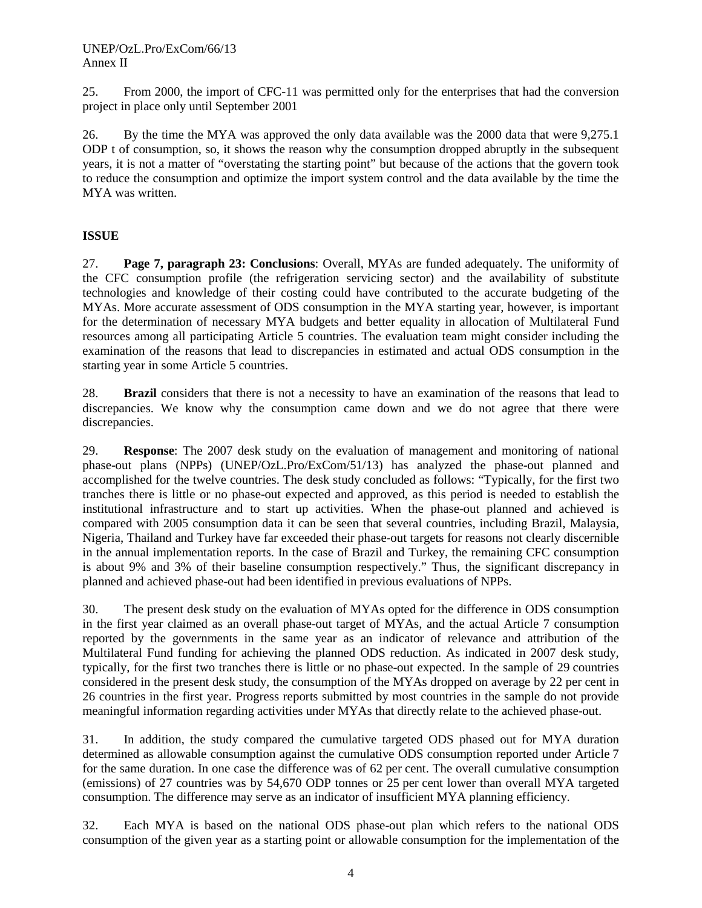25. From 2000, the import of CFC-11 was permitted only for the enterprises that had the conversion project in place only until September 2001

26. By the time the MYA was approved the only data available was the 2000 data that were 9,275.1 ODP t of consumption, so, it shows the reason why the consumption dropped abruptly in the subsequent years, it is not a matter of "overstating the starting point" but because of the actions that the govern took to reduce the consumption and optimize the import system control and the data available by the time the MYA was written.

**ISSUE**

27. **Page 7, paragraph 23: Conclusions**: Overall, MYAs are funded adequately. The uniformity of the CFC consumption profile (the refrigeration servicing sector) and the availability of substitute technologies and knowledge of their costing could have contributed to the accurate budgeting of the MYAs. More accurate assessment of ODS consumption in the MYA starting year, however, is important for the determination of necessary MYA budgets and better equality in allocation of Multilateral Fund resources among all participating Article 5 countries. The evaluation team might consider including the examination of the reasons that lead to discrepancies in estimated and actual ODS consumption in the starting year in some Article 5 countries.

28. **Brazil** considers that there is not a necessity to have an examination of the reasons that lead to discrepancies. We know why the consumption came down and we do not agree that there were discrepancies.

29. **Response**: The 2007 desk study on the evaluation of management and monitoring of national phase-out plans (NPPs) (UNEP/OzL.Pro/ExCom/51/13) has analyzed the phase-out planned and accomplished for the twelve countries. The desk study concluded as follows: "Typically, for the first two tranches there is little or no phase-out expected and approved, as this period is needed to establish the institutional infrastructure and to start up activities. When the phase-out planned and achieved is compared with 2005 consumption data it can be seen that several countries, including Brazil, Malaysia, Nigeria, Thailand and Turkey have far exceeded their phase-out targets for reasons not clearly discernible in the annual implementation reports. In the case of Brazil and Turkey, the remaining CFC consumption is about 9% and 3% of their baseline consumption respectively." Thus, the significant discrepancy in planned and achieved phase-out had been identified in previous evaluations of NPPs.

30. The present desk study on the evaluation of MYAs opted for the difference in ODS consumption in the first year claimed as an overall phase-out target of MYAs, and the actual Article 7 consumption reported by the governments in the same year as an indicator of relevance and attribution of the Multilateral Fund funding for achieving the planned ODS reduction. As indicated in 2007 desk study, typically, for the first two tranches there is little or no phase-out expected. In the sample of 29 countries considered in the present desk study, the consumption of the MYAs dropped on average by 22 per cent in 26 countries in the first year. Progress reports submitted by most countries in the sample do not provide meaningful information regarding activities under MYAs that directly relate to the achieved phase-out.

31. In addition, the study compared the cumulative targeted ODS phased out for MYA duration determined as allowable consumption against the cumulative ODS consumption reported under Article 7 for the same duration. In one case the difference was of 62 per cent. The overall cumulative consumption (emissions) of 27 countries was by 54,670 ODP tonnes or 25 per cent lower than overall MYA targeted consumption. The difference may serve as an indicator of insufficient MYA planning efficiency.

32. Each MYA is based on the national ODS phase-out plan which refers to the national ODS consumption of the given year as a starting point or allowable consumption for the implementation of the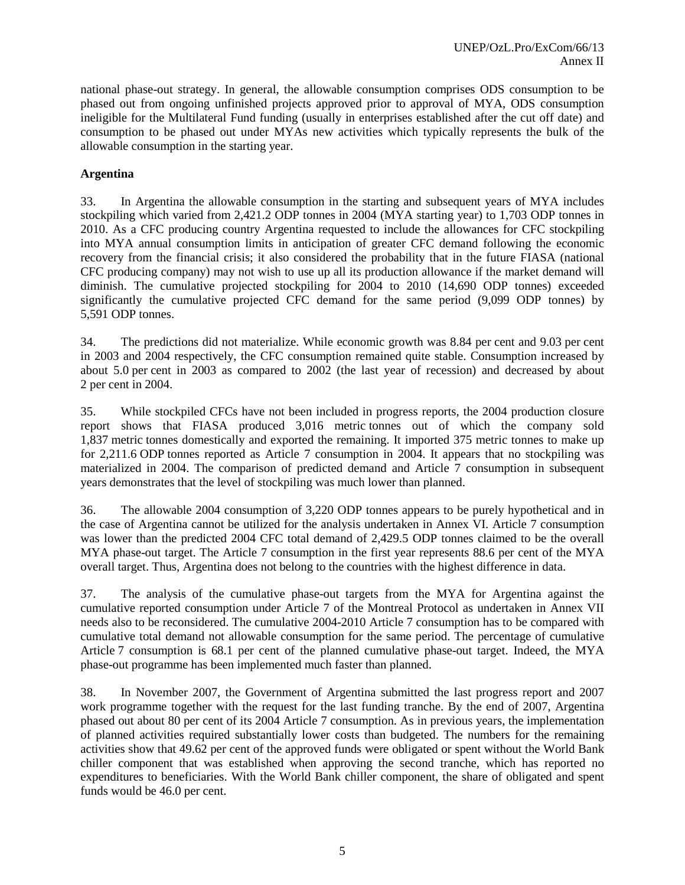national phase-out strategy. In general, the allowable consumption comprises ODS consumption to be phased out from ongoing unfinished projects approved prior to approval of MYA, ODS consumption ineligible for the Multilateral Fund funding (usually in enterprises established after the cut off date) and consumption to be phased out under MYAs new activities which typically represents the bulk of the allowable consumption in the starting year.

**Argentina**

33. In Argentina the allowable consumption in the starting and subsequent years of MYA includes stockpiling which varied from 2,421.2 ODP tonnes in 2004 (MYA starting year) to 1,703 ODP tonnes in 2010. As a CFC producing country Argentina requested to include the allowances for CFC stockpiling into MYA annual consumption limits in anticipation of greater CFC demand following the economic recovery from the financial crisis; it also considered the probability that in the future FIASA (national CFC producing company) may not wish to use up all its production allowance if the market demand will diminish. The cumulative projected stockpiling for 2004 to 2010 (14,690 ODP tonnes) exceeded significantly the cumulative projected CFC demand for the same period (9,099 ODP tonnes) by 5,591 ODP tonnes.

34. The predictions did not materialize. While economic growth was 8.84 per cent and 9.03 per cent in 2003 and 2004 respectively, the CFC consumption remained quite stable. Consumption increased by about 5.0 per cent in 2003 as compared to 2002 (the last year of recession) and decreased by about 2 per cent in 2004.

35. While stockpiled CFCs have not been included in progress reports, the 2004 production closure report shows that FIASA produced 3,016 metric tonnes out of which the company sold 1,837 metric tonnes domestically and exported the remaining. It imported 375 metric tonnes to make up for 2,211.6 ODP tonnes reported as Article 7 consumption in 2004. It appears that no stockpiling was materialized in 2004. The comparison of predicted demand and Article 7 consumption in subsequent years demonstrates that the level of stockpiling was much lower than planned.

36. The allowable 2004 consumption of 3,220 ODP tonnes appears to be purely hypothetical and in the case of Argentina cannot be utilized for the analysis undertaken in Annex VI. Article 7 consumption was lower than the predicted 2004 CFC total demand of 2,429.5 ODP tonnes claimed to be the overall MYA phase-out target. The Article 7 consumption in the first year represents 88.6 per cent of the MYA overall target. Thus, Argentina does not belong to the countries with the highest difference in data.

37. The analysis of the cumulative phase-out targets from the MYA for Argentina against the cumulative reported consumption under Article 7 of the Montreal Protocol as undertaken in Annex VII needs also to be reconsidered. The cumulative 2004-2010 Article 7 consumption has to be compared with cumulative total demand not allowable consumption for the same period. The percentage of cumulative Article 7 consumption is 68.1 per cent of the planned cumulative phase-out target. Indeed, the MYA phase-out programme has been implemented much faster than planned.

38. In November 2007, the Government of Argentina submitted the last progress report and 2007 work programme together with the request for the last funding tranche. By the end of 2007, Argentina phased out about 80 per cent of its 2004 Article 7 consumption. As in previous years, the implementation of planned activities required substantially lower costs than budgeted. The numbers for the remaining activities show that 49.62 per cent of the approved funds were obligated or spent without the World Bank chiller component that was established when approving the second tranche, which has reported no expenditures to beneficiaries. With the World Bank chiller component, the share of obligated and spent funds would be 46.0 per cent.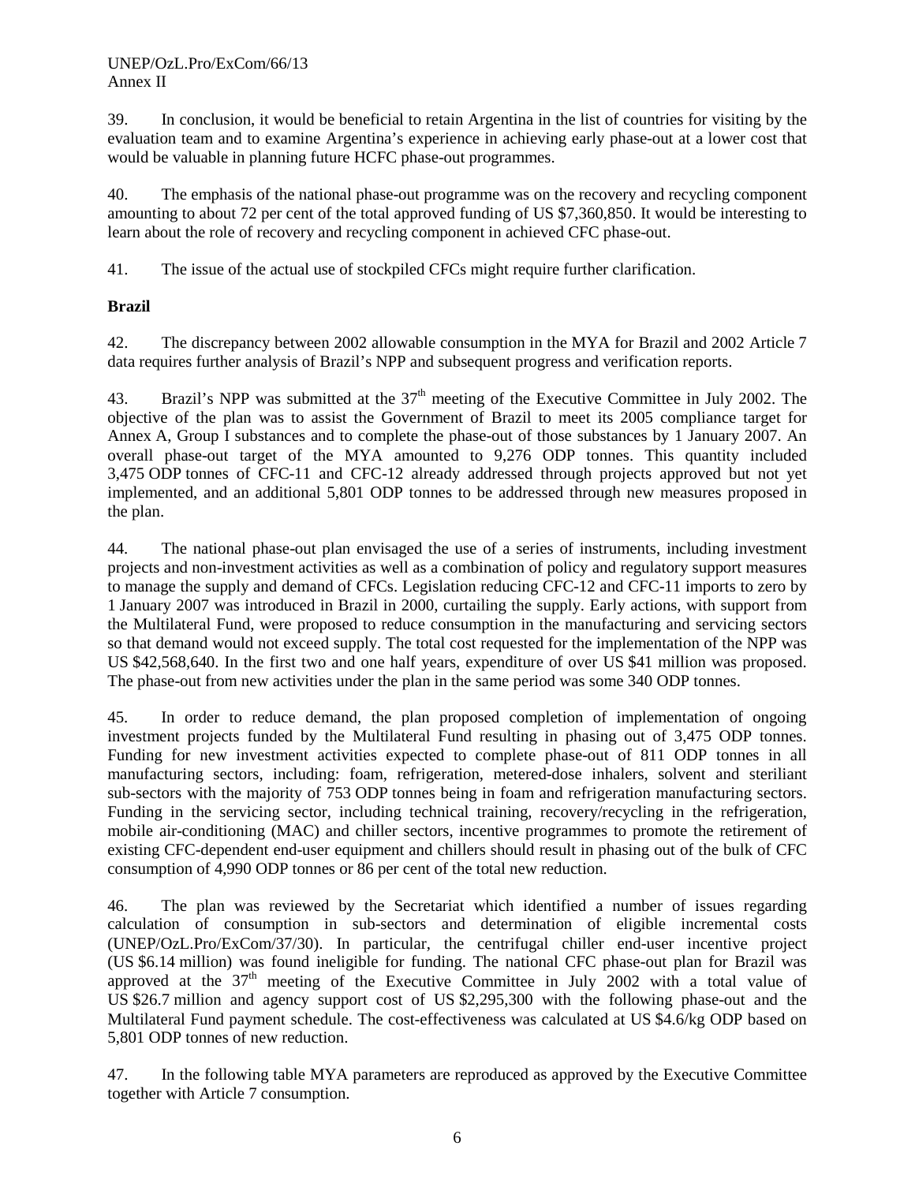39. In conclusion, it would be beneficial to retain Argentina in the list of countries for visiting by the evaluation team and to examine Argentina's experience in achieving early phase-out at a lower cost that would be valuable in planning future HCFC phase-out programmes.

40. The emphasis of the national phase-out programme was on the recovery and recycling component amounting to about 72 per cent of the total approved funding of US $7,360,850. It would be interesting to learn about the role of recovery and recycling component in achieved CFC phase-out.

41. The issue of the actual use of stockpiled CFCs might require further clarification.

**Brazil**

42. The discrepancy between 2002 allowable consumption in the MYA for Brazil and 2002 Article 7 data requires further analysis of Brazil's NPP and subsequent progress and verification reports.

43. Brazil's NPP was submitted at the 37th meeting of the Executive Committee in July 2002. The objective of the plan was to assist the Government of Brazil to meet its 2005 compliance target for Annex A, Group I substances and to complete the phase-out of those substances by 1 January 2007. An overall phase-out target of the MYA amounted to 9,276 ODP tonnes. This quantity included 3,475 ODP tonnes of CFC-11 and CFC-12 already addressed through projects approved but not yet implemented, and an additional 5,801 ODP tonnes to be addressed through new measures proposed in the plan.

44. The national phase-out plan envisaged the use of a series of instruments, including investment projects and non-investment activities as well as a combination of policy and regulatory support measures to manage the supply and demand of CFCs. Legislation reducing CFC-12 and CFC-11 imports to zero by 1 January 2007 was introduced in Brazil in 2000, curtailing the supply. Early actions, with support from the Multilateral Fund, were proposed to reduce consumption in the manufacturing and servicing sectors so that demand would not exceed supply. The total cost requested for the implementation of the NPP was US $42,568,640. In the first two and one half years, expenditure of over US $41 million was proposed. The phase-out from new activities under the plan in the same period was some 340 ODP tonnes.

45. In order to reduce demand, the plan proposed completion of implementation of ongoing investment projects funded by the Multilateral Fund resulting in phasing out of 3,475 ODP tonnes. Funding for new investment activities expected to complete phase-out of 811 ODP tonnes in all manufacturing sectors, including: foam, refrigeration, metered-dose inhalers, solvent and steriliant sub-sectors with the majority of 753 ODP tonnes being in foam and refrigeration manufacturing sectors. Funding in the servicing sector, including technical training, recovery/recycling in the refrigeration, mobile air-conditioning (MAC) and chiller sectors, incentive programmes to promote the retirement of existing CFC-dependent end-user equipment and chillers should result in phasing out of the bulk of CFC consumption of 4,990 ODP tonnes or 86 per cent of the total new reduction.

46. The plan was reviewed by the Secretariat which identified a number of issues regarding calculation of consumption in sub-sectors and determination of eligible incremental costs (UNEP/OzL.Pro/ExCom/37/30). In particular, the centrifugal chiller end-user incentive project (US $6.14 million) was found ineligible for funding. The national CFC phase-out plan for Brazil was approved at the 37th meeting of the Executive Committee in July 2002 with a total value of US $26.7 million and agency support cost of US $2,295,300 with the following phase-out and the Multilateral Fund payment schedule. The cost-effectiveness was calculated at US $4.6/kg ODP based on 5,801 ODP tonnes of new reduction.

47. In the following table MYA parameters are reproduced as approved by the Executive Committee together with Article 7 consumption.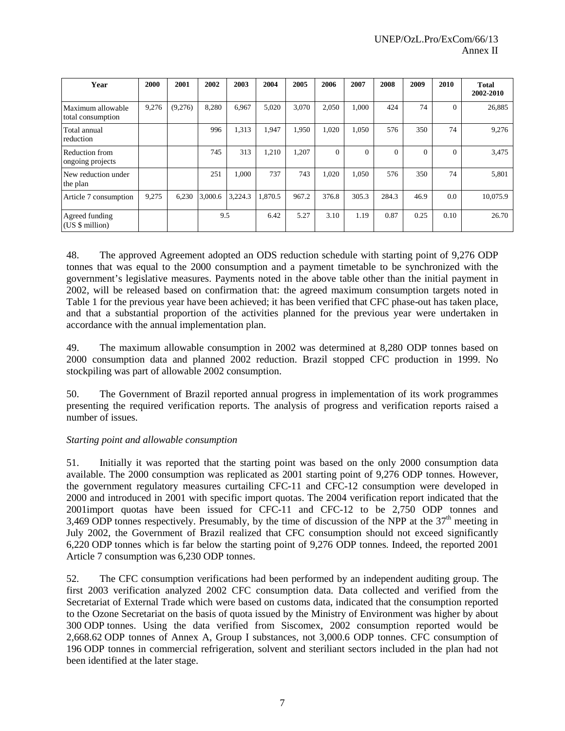| Year | 2000 | 2001 | 2002 | 2003 | 2004 | 2005 | 2006 | 2007 | 2008 | 2009 | 2010 | Total 2002-2010 |
|---|---|---|---|---|---|---|---|---|---|---|---|---|
| Maximum allowable total consumption | 9,276 | (9,276) | 8,280 | 6,967 | 5,020 | 3,070 | 2,050 | 1,000 | 424 | 74 | 0 | 26,885 |
| Total annual reduction | | | 996 | 1,313 | 1,947 | 1,950 | 1,020 | 1,050 | 576 | 350 | 74 | 9,276 |
| Reduction from ongoing projects | | | 745 | 313 | 1,210 | 1,207 | 0 | 0 | 0 | 0 | 0 | 3,475 |
| New reduction under the plan | | | 251 | 1,000 | 737 | 743 | 1,020 | 1,050 | 576 | 350 | 74 | 5,801 |
| Article 7 consumption | 9,275 | 6,230 | 3,000.6 | 3,224.3 | 1,870.5 | 967.2 | 376.8 | 305.3 | 284.3 | 46.9 | 0.0 | 10,075.9 |
| Agreed funding (US $ million) | | | 9.5 | | 6.42 | 5.27 | 3.10 | 1.19 | 0.87 | 0.25 | 0.10 | 26.70 |

48. The approved Agreement adopted an ODS reduction schedule with starting point of 9,276 ODP tonnes that was equal to the 2000 consumption and a payment timetable to be synchronized with the government's legislative measures. Payments noted in the above table other than the initial payment in 2002, will be released based on confirmation that: the agreed maximum consumption targets noted in Table 1 for the previous year have been achieved; it has been verified that CFC phase-out has taken place, and that a substantial proportion of the activities planned for the previous year were undertaken in accordance with the annual implementation plan.

49. The maximum allowable consumption in 2002 was determined at 8,280 ODP tonnes based on 2000 consumption data and planned 2002 reduction. Brazil stopped CFC production in 1999. No stockpiling was part of allowable 2002 consumption.

50. The Government of Brazil reported annual progress in implementation of its work programmes presenting the required verification reports. The analysis of progress and verification reports raised a number of issues.

*Starting point and allowable consumption*

51. Initially it was reported that the starting point was based on the only 2000 consumption data available. The 2000 consumption was replicated as 2001 starting point of 9,276 ODP tonnes. However, the government regulatory measures curtailing CFC-11 and CFC-12 consumption were developed in 2000 and introduced in 2001 with specific import quotas. The 2004 verification report indicated that the 2001import quotas have been issued for CFC-11 and CFC-12 to be 2,750 ODP tonnes and 3,469 ODP tonnes respectively. Presumably, by the time of discussion of the NPP at the 37th meeting in July 2002, the Government of Brazil realized that CFC consumption should not exceed significantly 6,220 ODP tonnes which is far below the starting point of 9,276 ODP tonnes. Indeed, the reported 2001 Article 7 consumption was 6,230 ODP tonnes.

52. The CFC consumption verifications had been performed by an independent auditing group. The first 2003 verification analyzed 2002 CFC consumption data. Data collected and verified from the Secretariat of External Trade which were based on customs data, indicated that the consumption reported to the Ozone Secretariat on the basis of quota issued by the Ministry of Environment was higher by about 300 ODP tonnes. Using the data verified from Siscomex, 2002 consumption reported would be 2,668.62 ODP tonnes of Annex A, Group I substances, not 3,000.6 ODP tonnes. CFC consumption of 196 ODP tonnes in commercial refrigeration, solvent and steriliant sectors included in the plan had not been identified at the later stage.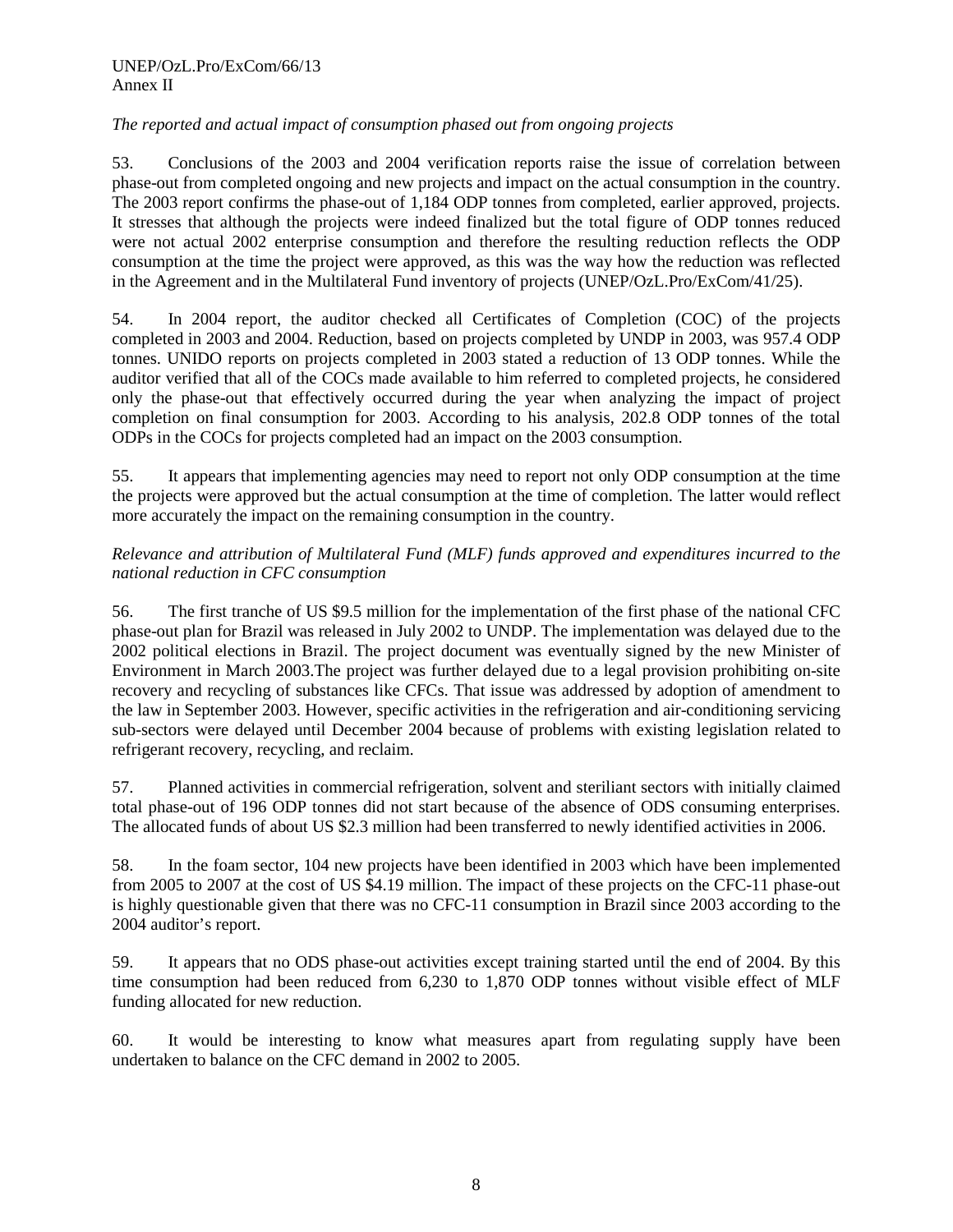*The reported and actual impact of consumption phased out from ongoing projects*

53. Conclusions of the 2003 and 2004 verification reports raise the issue of correlation between phase-out from completed ongoing and new projects and impact on the actual consumption in the country. The 2003 report confirms the phase-out of 1,184 ODP tonnes from completed, earlier approved, projects. It stresses that although the projects were indeed finalized but the total figure of ODP tonnes reduced were not actual 2002 enterprise consumption and therefore the resulting reduction reflects the ODP consumption at the time the project were approved, as this was the way how the reduction was reflected in the Agreement and in the Multilateral Fund inventory of projects (UNEP/OzL.Pro/ExCom/41/25).

54. In 2004 report, the auditor checked all Certificates of Completion (COC) of the projects completed in 2003 and 2004. Reduction, based on projects completed by UNDP in 2003, was 957.4 ODP tonnes. UNIDO reports on projects completed in 2003 stated a reduction of 13 ODP tonnes. While the auditor verified that all of the COCs made available to him referred to completed projects, he considered only the phase-out that effectively occurred during the year when analyzing the impact of project completion on final consumption for 2003. According to his analysis, 202.8 ODP tonnes of the total ODPs in the COCs for projects completed had an impact on the 2003 consumption.

55. It appears that implementing agencies may need to report not only ODP consumption at the time the projects were approved but the actual consumption at the time of completion. The latter would reflect more accurately the impact on the remaining consumption in the country.

*Relevance and attribution of Multilateral Fund (MLF) funds approved and expenditures incurred to the national reduction in CFC consumption*

56. The first tranche of US $9.5 million for the implementation of the first phase of the national CFC phase-out plan for Brazil was released in July 2002 to UNDP. The implementation was delayed due to the 2002 political elections in Brazil. The project document was eventually signed by the new Minister of Environment in March 2003.The project was further delayed due to a legal provision prohibiting on-site recovery and recycling of substances like CFCs. That issue was addressed by adoption of amendment to the law in September 2003. However, specific activities in the refrigeration and air-conditioning servicing sub-sectors were delayed until December 2004 because of problems with existing legislation related to refrigerant recovery, recycling, and reclaim.

57. Planned activities in commercial refrigeration, solvent and steriliant sectors with initially claimed total phase-out of 196 ODP tonnes did not start because of the absence of ODS consuming enterprises. The allocated funds of about US $2.3 million had been transferred to newly identified activities in 2006.

58. In the foam sector, 104 new projects have been identified in 2003 which have been implemented from 2005 to 2007 at the cost of US $4.19 million. The impact of these projects on the CFC-11 phase-out is highly questionable given that there was no CFC-11 consumption in Brazil since 2003 according to the 2004 auditor's report.

59. It appears that no ODS phase-out activities except training started until the end of 2004. By this time consumption had been reduced from 6,230 to 1,870 ODP tonnes without visible effect of MLF funding allocated for new reduction.

60. It would be interesting to know what measures apart from regulating supply have been undertaken to balance on the CFC demand in 2002 to 2005.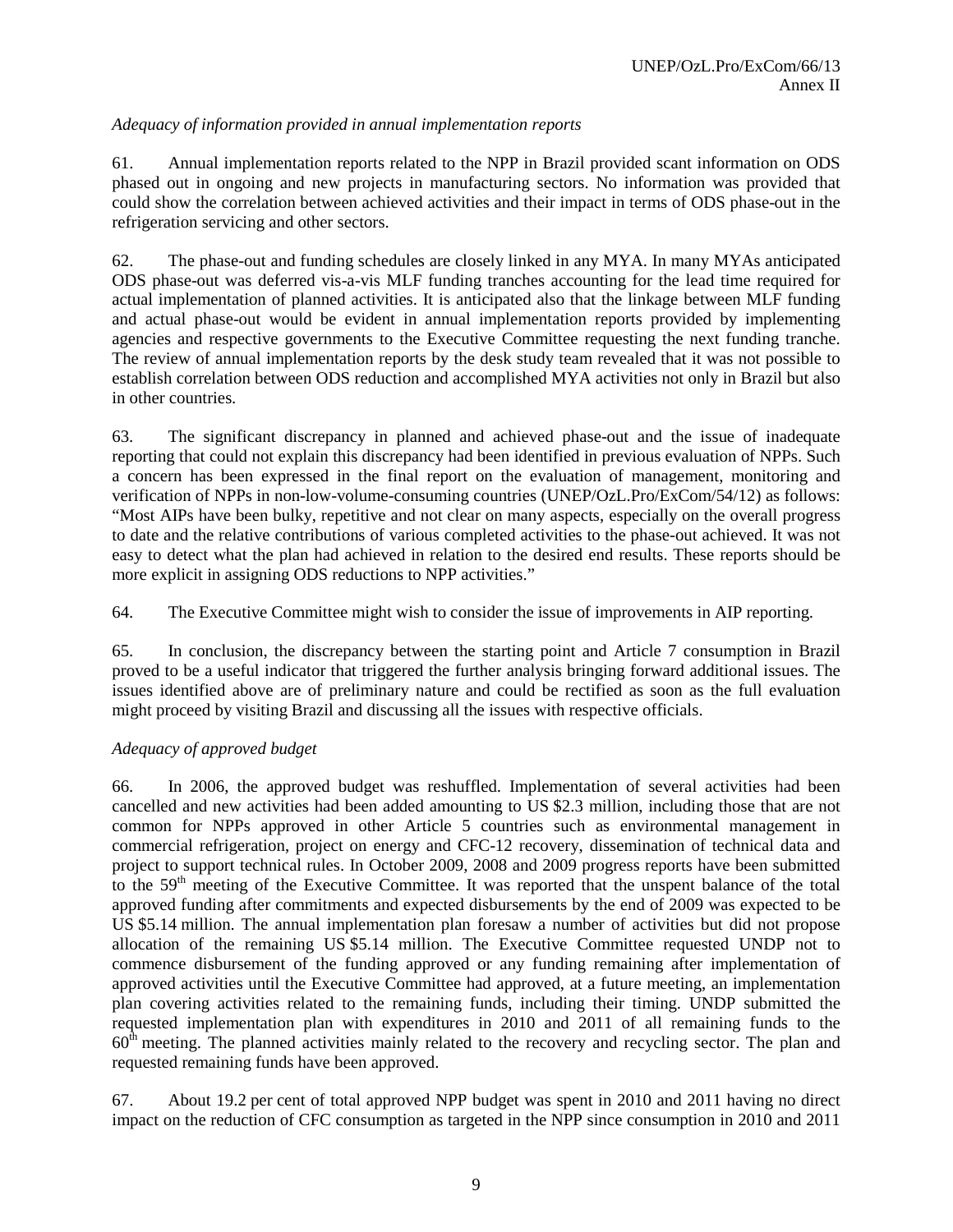*Adequacy of information provided in annual implementation reports*

61. Annual implementation reports related to the NPP in Brazil provided scant information on ODS phased out in ongoing and new projects in manufacturing sectors. No information was provided that could show the correlation between achieved activities and their impact in terms of ODS phase-out in the refrigeration servicing and other sectors.

62. The phase-out and funding schedules are closely linked in any MYA. In many MYAs anticipated ODS phase-out was deferred vis-a-vis MLF funding tranches accounting for the lead time required for actual implementation of planned activities. It is anticipated also that the linkage between MLF funding and actual phase-out would be evident in annual implementation reports provided by implementing agencies and respective governments to the Executive Committee requesting the next funding tranche. The review of annual implementation reports by the desk study team revealed that it was not possible to establish correlation between ODS reduction and accomplished MYA activities not only in Brazil but also in other countries.

63. The significant discrepancy in planned and achieved phase-out and the issue of inadequate reporting that could not explain this discrepancy had been identified in previous evaluation of NPPs. Such a concern has been expressed in the final report on the evaluation of management, monitoring and verification of NPPs in non-low-volume-consuming countries (UNEP/OzL.Pro/ExCom/54/12) as follows: "Most AIPs have been bulky, repetitive and not clear on many aspects, especially on the overall progress to date and the relative contributions of various completed activities to the phase-out achieved. It was not easy to detect what the plan had achieved in relation to the desired end results. These reports should be more explicit in assigning ODS reductions to NPP activities."

64. The Executive Committee might wish to consider the issue of improvements in AIP reporting.

65. In conclusion, the discrepancy between the starting point and Article 7 consumption in Brazil proved to be a useful indicator that triggered the further analysis bringing forward additional issues. The issues identified above are of preliminary nature and could be rectified as soon as the full evaluation might proceed by visiting Brazil and discussing all the issues with respective officials.

*Adequacy of approved budget*

66. In 2006, the approved budget was reshuffled. Implementation of several activities had been cancelled and new activities had been added amounting to US $2.3 million, including those that are not common for NPPs approved in other Article 5 countries such as environmental management in commercial refrigeration, project on energy and CFC-12 recovery, dissemination of technical data and project to support technical rules. In October 2009, 2008 and 2009 progress reports have been submitted to the 59th meeting of the Executive Committee. It was reported that the unspent balance of the total approved funding after commitments and expected disbursements by the end of 2009 was expected to be US $5.14 million. The annual implementation plan foresaw a number of activities but did not propose allocation of the remaining US $5.14 million. The Executive Committee requested UNDP not to commence disbursement of the funding approved or any funding remaining after implementation of approved activities until the Executive Committee had approved, at a future meeting, an implementation plan covering activities related to the remaining funds, including their timing. UNDP submitted the requested implementation plan with expenditures in 2010 and 2011 of all remaining funds to the 60th meeting. The planned activities mainly related to the recovery and recycling sector. The plan and requested remaining funds have been approved.

67. About 19.2 per cent of total approved NPP budget was spent in 2010 and 2011 having no direct impact on the reduction of CFC consumption as targeted in the NPP since consumption in 2010 and 2011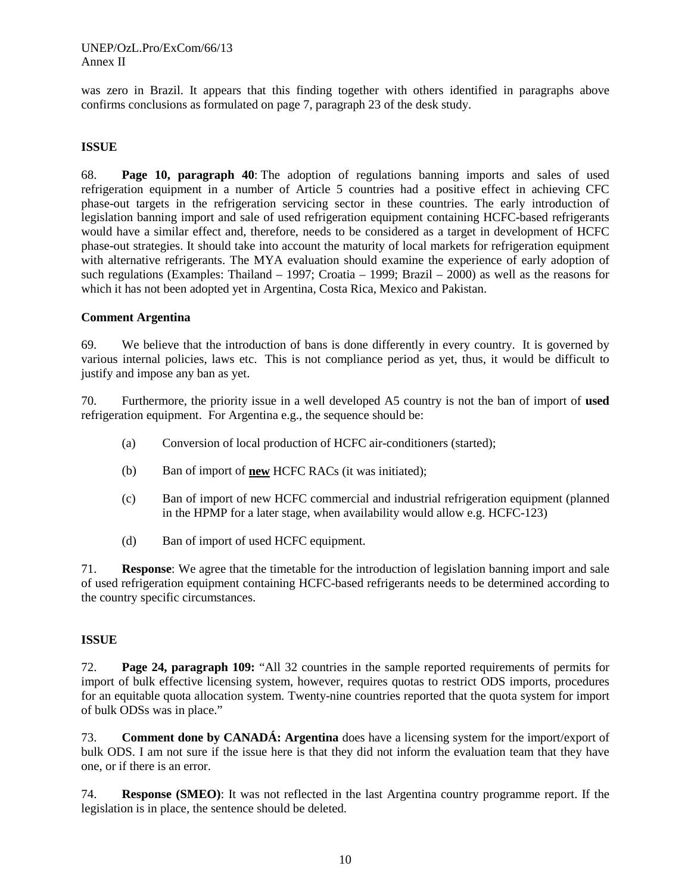was zero in Brazil. It appears that this finding together with others identified in paragraphs above confirms conclusions as formulated on page 7, paragraph 23 of the desk study.

**ISSUE**

68. **Page 10, paragraph 40**: The adoption of regulations banning imports and sales of used refrigeration equipment in a number of Article 5 countries had a positive effect in achieving CFC phase-out targets in the refrigeration servicing sector in these countries. The early introduction of legislation banning import and sale of used refrigeration equipment containing HCFC-based refrigerants would have a similar effect and, therefore, needs to be considered as a target in development of HCFC phase-out strategies. It should take into account the maturity of local markets for refrigeration equipment with alternative refrigerants. The MYA evaluation should examine the experience of early adoption of such regulations (Examples: Thailand – 1997; Croatia – 1999; Brazil – 2000) as well as the reasons for which it has not been adopted yet in Argentina, Costa Rica, Mexico and Pakistan.

**Comment Argentina**

69. We believe that the introduction of bans is done differently in every country. It is governed by various internal policies, laws etc. This is not compliance period as yet, thus, it would be difficult to justify and impose any ban as yet.

70. Furthermore, the priority issue in a well developed A5 country is not the ban of import of **used** refrigeration equipment. For Argentina e.g., the sequence should be:

(a) Conversion of local production of HCFC air-conditioners (started);

(b) Ban of import of **new** HCFC RACs (it was initiated);

(c) Ban of import of new HCFC commercial and industrial refrigeration equipment (planned in the HPMP for a later stage, when availability would allow e.g. HCFC-123)

(d) Ban of import of used HCFC equipment.

71. **Response**: We agree that the timetable for the introduction of legislation banning import and sale of used refrigeration equipment containing HCFC-based refrigerants needs to be determined according to the country specific circumstances.

**ISSUE**

72. **Page 24, paragraph 109:** "All 32 countries in the sample reported requirements of permits for import of bulk effective licensing system, however, requires quotas to restrict ODS imports, procedures for an equitable quota allocation system. Twenty-nine countries reported that the quota system for import of bulk ODSs was in place."

73. **Comment done by CANADÁ: Argentina** does have a licensing system for the import/export of bulk ODS. I am not sure if the issue here is that they did not inform the evaluation team that they have one, or if there is an error.

74. **Response (SMEO)**: It was not reflected in the last Argentina country programme report. If the legislation is in place, the sentence should be deleted.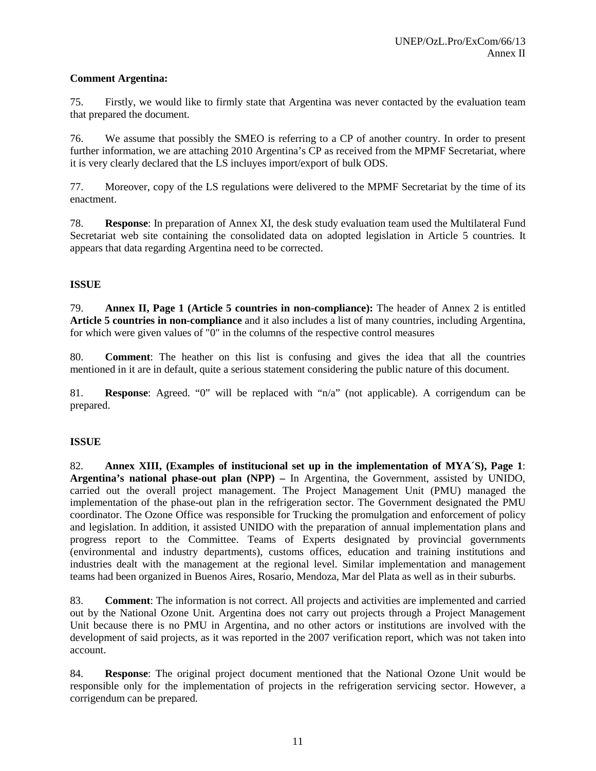**Comment Argentina:**

75. Firstly, we would like to firmly state that Argentina was never contacted by the evaluation team that prepared the document.

76. We assume that possibly the SMEO is referring to a CP of another country. In order to present further information, we are attaching 2010 Argentina's CP as received from the MPMF Secretariat, where it is very clearly declared that the LS incluyes import/export of bulk ODS.

77. Moreover, copy of the LS regulations were delivered to the MPMF Secretariat by the time of its enactment.

78. **Response**: In preparation of Annex XI, the desk study evaluation team used the Multilateral Fund Secretariat web site containing the consolidated data on adopted legislation in Article 5 countries. It appears that data regarding Argentina need to be corrected.

**ISSUE**

79. **Annex II, Page 1 (Article 5 countries in non-compliance):** The header of Annex 2 is entitled **Article 5 countries in non-compliance** and it also includes a list of many countries, including Argentina, for which were given values of "0" in the columns of the respective control measures

80. **Comment**: The heather on this list is confusing and gives the idea that all the countries mentioned in it are in default, quite a serious statement considering the public nature of this document.

81. **Response**: Agreed. "0" will be replaced with "n/a" (not applicable). A corrigendum can be prepared.

**ISSUE**

82. **Annex XIII, (Examples of institucional set up in the implementation of MYA´S), Page 1**: **Argentina's national phase-out plan (NPP) –** In Argentina, the Government, assisted by UNIDO, carried out the overall project management. The Project Management Unit (PMU) managed the implementation of the phase-out plan in the refrigeration sector. The Government designated the PMU coordinator. The Ozone Office was responsible for Trucking the promulgation and enforcement of policy and legislation. In addition, it assisted UNIDO with the preparation of annual implementation plans and progress report to the Committee. Teams of Experts designated by provincial governments (environmental and industry departments), customs offices, education and training institutions and industries dealt with the management at the regional level. Similar implementation and management teams had been organized in Buenos Aires, Rosario, Mendoza, Mar del Plata as well as in their suburbs.

83. **Comment**: The information is not correct. All projects and activities are implemented and carried out by the National Ozone Unit. Argentina does not carry out projects through a Project Management Unit because there is no PMU in Argentina, and no other actors or institutions are involved with the development of said projects, as it was reported in the 2007 verification report, which was not taken into account.

84. **Response**: The original project document mentioned that the National Ozone Unit would be responsible only for the implementation of projects in the refrigeration servicing sector. However, a corrigendum can be prepared.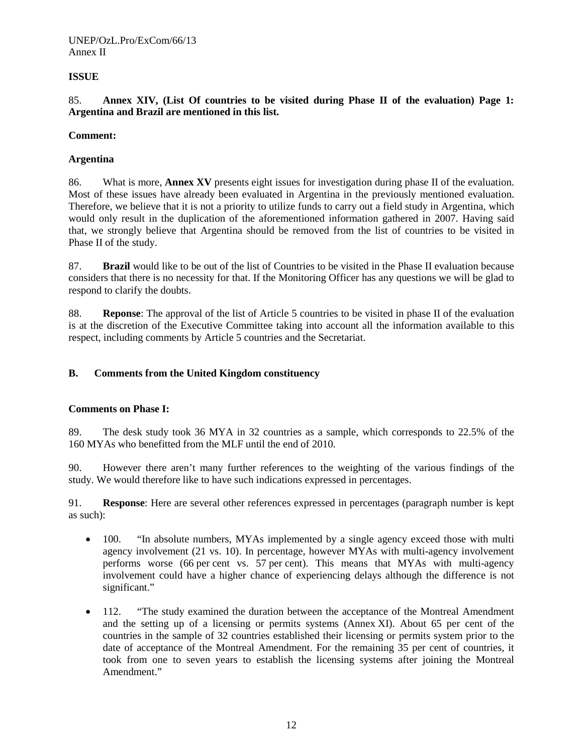**ISSUE**

85. **Annex XIV, (List Of countries to be visited during Phase II of the evaluation) Page 1: Argentina and Brazil are mentioned in this list.**

**Comment:**

**Argentina**

86. What is more, **Annex XV** presents eight issues for investigation during phase II of the evaluation. Most of these issues have already been evaluated in Argentina in the previously mentioned evaluation. Therefore, we believe that it is not a priority to utilize funds to carry out a field study in Argentina, which would only result in the duplication of the aforementioned information gathered in 2007. Having said that, we strongly believe that Argentina should be removed from the list of countries to be visited in Phase II of the study.

87. **Brazil** would like to be out of the list of Countries to be visited in the Phase II evaluation because considers that there is no necessity for that. If the Monitoring Officer has any questions we will be glad to respond to clarify the doubts.

88. **Reponse**: The approval of the list of Article 5 countries to be visited in phase II of the evaluation is at the discretion of the Executive Committee taking into account all the information available to this respect, including comments by Article 5 countries and the Secretariat.

## B. Comments from the United Kingdom constituency

**Comments on Phase I:**

89. The desk study took 36 MYA in 32 countries as a sample, which corresponds to 22.5% of the 160 MYAs who benefitted from the MLF until the end of 2010.

90. However there aren't many further references to the weighting of the various findings of the study. We would therefore like to have such indications expressed in percentages.

91. **Response**: Here are several other references expressed in percentages (paragraph number is kept as such):

- 100. "In absolute numbers, MYAs implemented by a single agency exceed those with multi agency involvement (21 vs. 10). In percentage, however MYAs with multi-agency involvement performs worse (66 per cent vs. 57 per cent). This means that MYAs with multi-agency involvement could have a higher chance of experiencing delays although the difference is not significant."

- 112. "The study examined the duration between the acceptance of the Montreal Amendment and the setting up of a licensing or permits systems (Annex XI). About 65 per cent of the countries in the sample of 32 countries established their licensing or permits system prior to the date of acceptance of the Montreal Amendment. For the remaining 35 per cent of countries, it took from one to seven years to establish the licensing systems after joining the Montreal Amendment."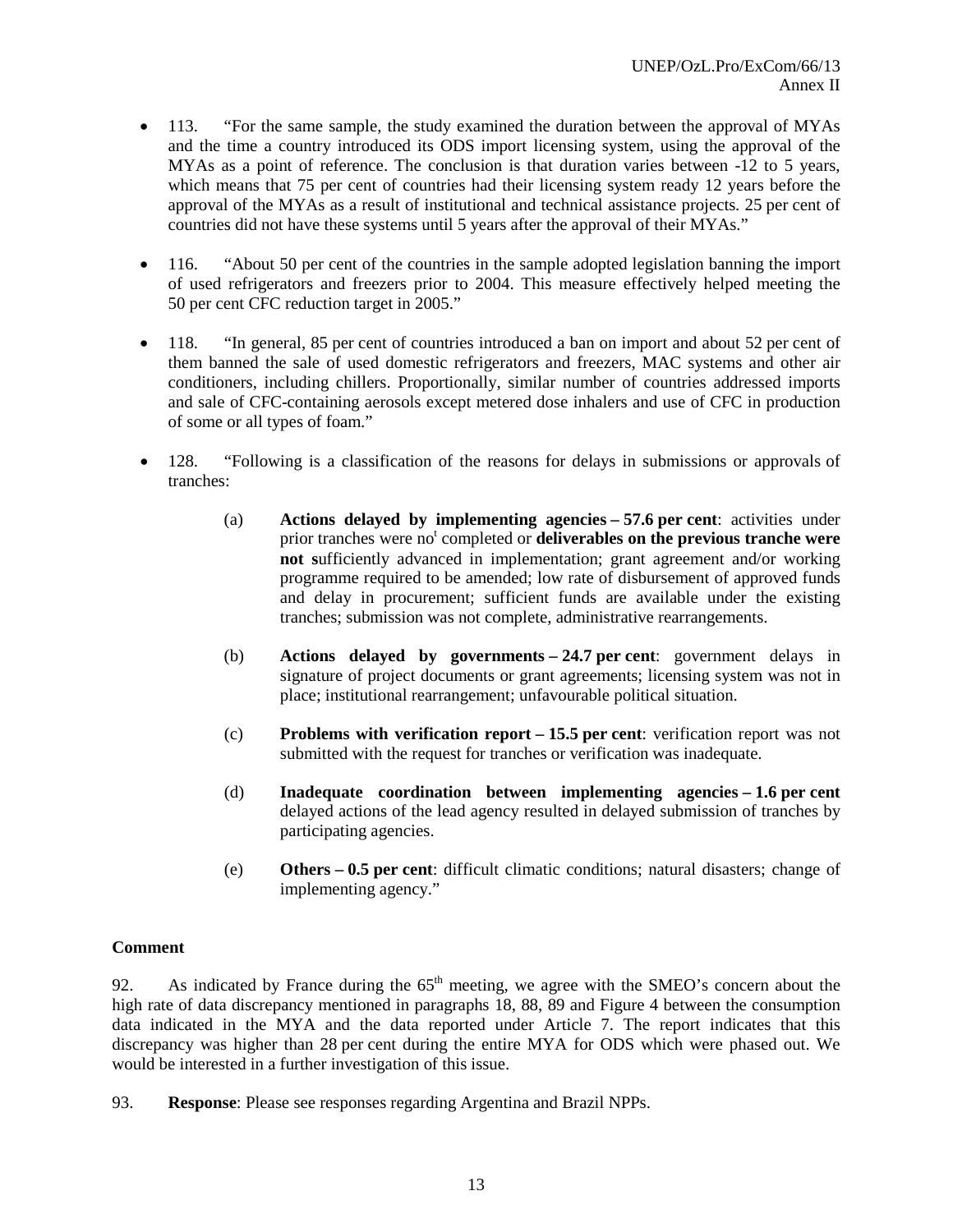- 113. “For the same sample, the study examined the duration between the approval of MYAs and the time a country introduced its ODS import licensing system, using the approval of the MYAs as a point of reference. The conclusion is that duration varies between -12 to 5 years, which means that 75 per cent of countries had their licensing system ready 12 years before the approval of the MYAs as a result of institutional and technical assistance projects. 25 per cent of countries did not have these systems until 5 years after the approval of their MYAs.”

- 116. “About 50 per cent of the countries in the sample adopted legislation banning the import of used refrigerators and freezers prior to 2004. This measure effectively helped meeting the 50 per cent CFC reduction target in 2005.”

- 118. “In general, 85 per cent of countries introduced a ban on import and about 52 per cent of them banned the sale of used domestic refrigerators and freezers, MAC systems and other air conditioners, including chillers. Proportionally, similar number of countries addressed imports and sale of CFC-containing aerosols except metered dose inhalers and use of CFC in production of some or all types of foam.”

- 128. “Following is a classification of the reasons for delays in submissions or approvals of tranches:

  (a) **Actions delayed by implementing agencies – 57.6 per cent**: activities under prior tranches were not completed or **deliverables on the previous tranche were not s**ufficiently advanced in implementation; grant agreement and/or working programme required to be amended; low rate of disbursement of approved funds and delay in procurement; sufficient funds are available under the existing tranches; submission was not complete, administrative rearrangements.

  (b) **Actions delayed by governments – 24.7 per cent**: government delays in signature of project documents or grant agreements; licensing system was not in place; institutional rearrangement; unfavourable political situation.

  (c) **Problems with verification report – 15.5 per cent**: verification report was not submitted with the request for tranches or verification was inadequate.

  (d) **Inadequate coordination between implementing agencies – 1.6 per cent** delayed actions of the lead agency resulted in delayed submission of tranches by participating agencies.

  (e) **Others – 0.5 per cent**: difficult climatic conditions; natural disasters; change of implementing agency.”

**Comment**

92. As indicated by France during the 65th meeting, we agree with the SMEO’s concern about the high rate of data discrepancy mentioned in paragraphs 18, 88, 89 and Figure 4 between the consumption data indicated in the MYA and the data reported under Article 7. The report indicates that this discrepancy was higher than 28 per cent during the entire MYA for ODS which were phased out. We would be interested in a further investigation of this issue.

93. **Response**: Please see responses regarding Argentina and Brazil NPPs.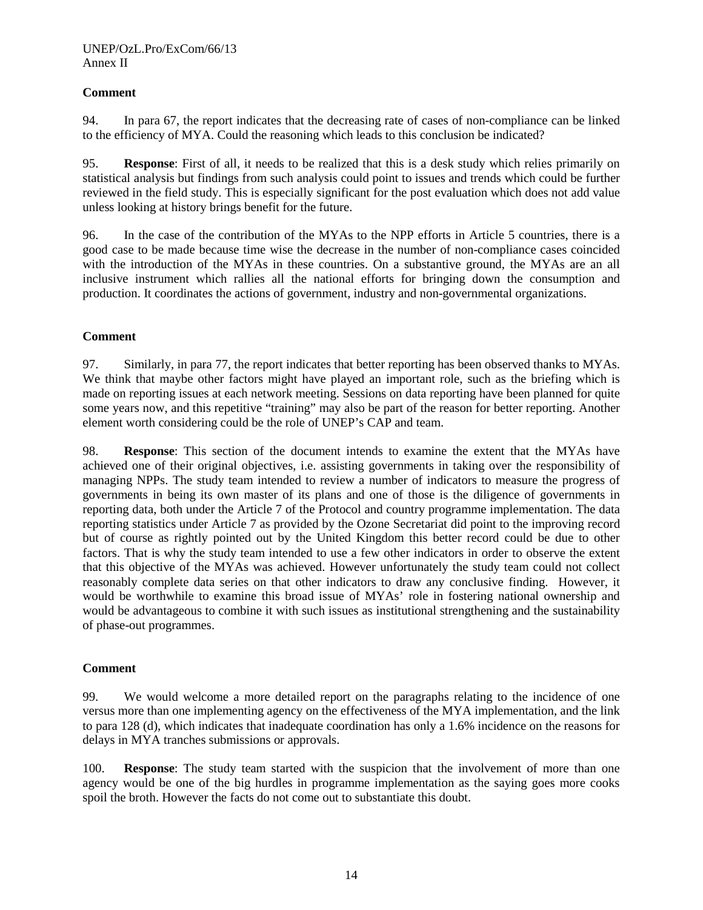**Comment**

94. In para 67, the report indicates that the decreasing rate of cases of non-compliance can be linked to the efficiency of MYA. Could the reasoning which leads to this conclusion be indicated?

95. **Response**: First of all, it needs to be realized that this is a desk study which relies primarily on statistical analysis but findings from such analysis could point to issues and trends which could be further reviewed in the field study. This is especially significant for the post evaluation which does not add value unless looking at history brings benefit for the future.

96. In the case of the contribution of the MYAs to the NPP efforts in Article 5 countries, there is a good case to be made because time wise the decrease in the number of non-compliance cases coincided with the introduction of the MYAs in these countries. On a substantive ground, the MYAs are an all inclusive instrument which rallies all the national efforts for bringing down the consumption and production. It coordinates the actions of government, industry and non-governmental organizations.

**Comment**

97. Similarly, in para 77, the report indicates that better reporting has been observed thanks to MYAs. We think that maybe other factors might have played an important role, such as the briefing which is made on reporting issues at each network meeting. Sessions on data reporting have been planned for quite some years now, and this repetitive "training" may also be part of the reason for better reporting. Another element worth considering could be the role of UNEP's CAP and team.

98. **Response**: This section of the document intends to examine the extent that the MYAs have achieved one of their original objectives, i.e. assisting governments in taking over the responsibility of managing NPPs. The study team intended to review a number of indicators to measure the progress of governments in being its own master of its plans and one of those is the diligence of governments in reporting data, both under the Article 7 of the Protocol and country programme implementation. The data reporting statistics under Article 7 as provided by the Ozone Secretariat did point to the improving record but of course as rightly pointed out by the United Kingdom this better record could be due to other factors. That is why the study team intended to use a few other indicators in order to observe the extent that this objective of the MYAs was achieved. However unfortunately the study team could not collect reasonably complete data series on that other indicators to draw any conclusive finding. However, it would be worthwhile to examine this broad issue of MYAs' role in fostering national ownership and would be advantageous to combine it with such issues as institutional strengthening and the sustainability of phase-out programmes.

**Comment**

99. We would welcome a more detailed report on the paragraphs relating to the incidence of one versus more than one implementing agency on the effectiveness of the MYA implementation, and the link to para 128 (d), which indicates that inadequate coordination has only a 1.6% incidence on the reasons for delays in MYA tranches submissions or approvals.

100. **Response**: The study team started with the suspicion that the involvement of more than one agency would be one of the big hurdles in programme implementation as the saying goes more cooks spoil the broth. However the facts do not come out to substantiate this doubt.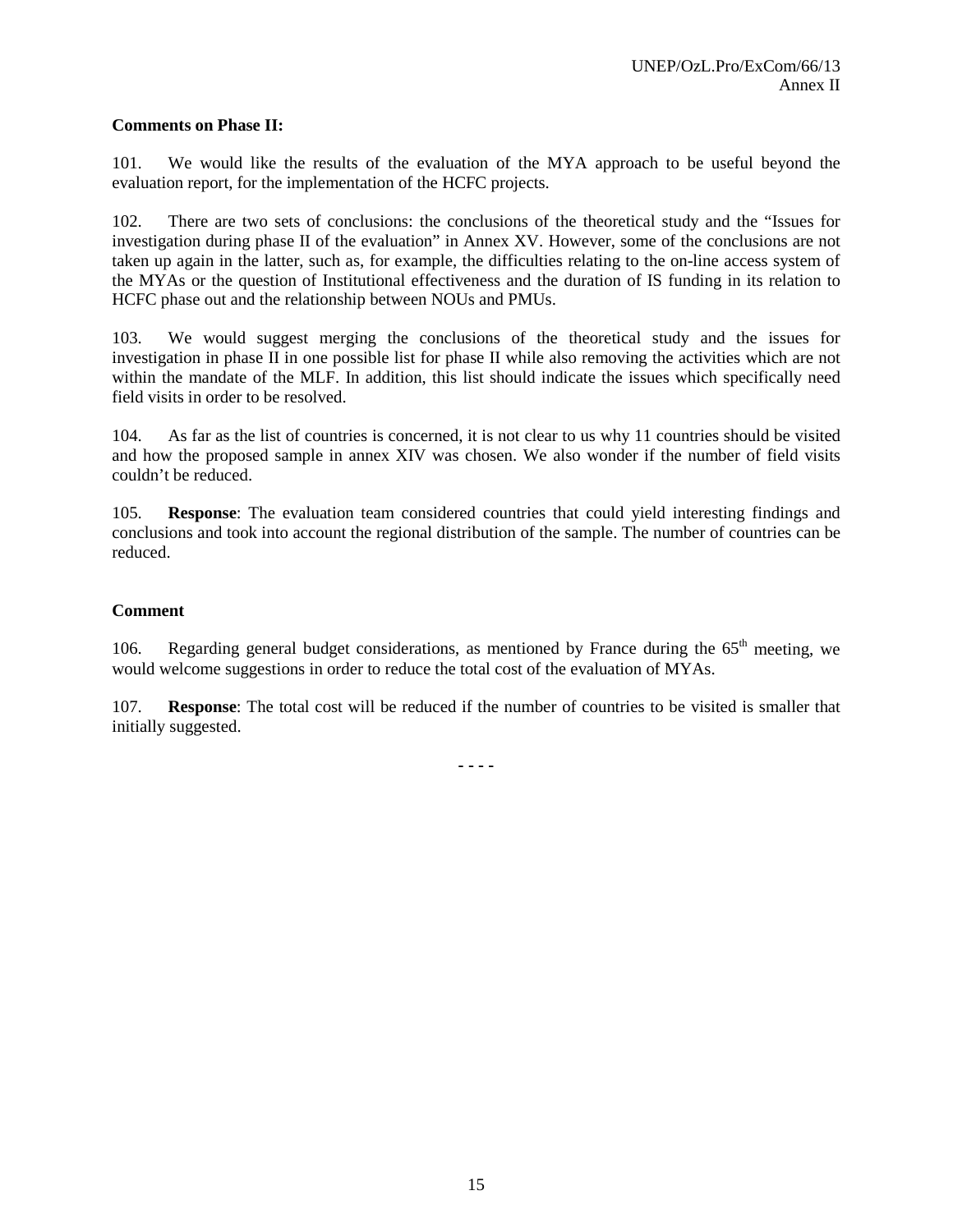**Comments on Phase II:**

101. We would like the results of the evaluation of the MYA approach to be useful beyond the evaluation report, for the implementation of the HCFC projects.

102. There are two sets of conclusions: the conclusions of the theoretical study and the "Issues for investigation during phase II of the evaluation" in Annex XV. However, some of the conclusions are not taken up again in the latter, such as, for example, the difficulties relating to the on-line access system of the MYAs or the question of Institutional effectiveness and the duration of IS funding in its relation to HCFC phase out and the relationship between NOUs and PMUs.

103. We would suggest merging the conclusions of the theoretical study and the issues for investigation in phase II in one possible list for phase II while also removing the activities which are not within the mandate of the MLF. In addition, this list should indicate the issues which specifically need field visits in order to be resolved.

104. As far as the list of countries is concerned, it is not clear to us why 11 countries should be visited and how the proposed sample in annex XIV was chosen. We also wonder if the number of field visits couldn't be reduced.

105. **Response**: The evaluation team considered countries that could yield interesting findings and conclusions and took into account the regional distribution of the sample. The number of countries can be reduced.

**Comment**

106. Regarding general budget considerations, as mentioned by France during the 65th meeting, we would welcome suggestions in order to reduce the total cost of the evaluation of MYAs.

107. **Response**: The total cost will be reduced if the number of countries to be visited is smaller that initially suggested.

- - - -